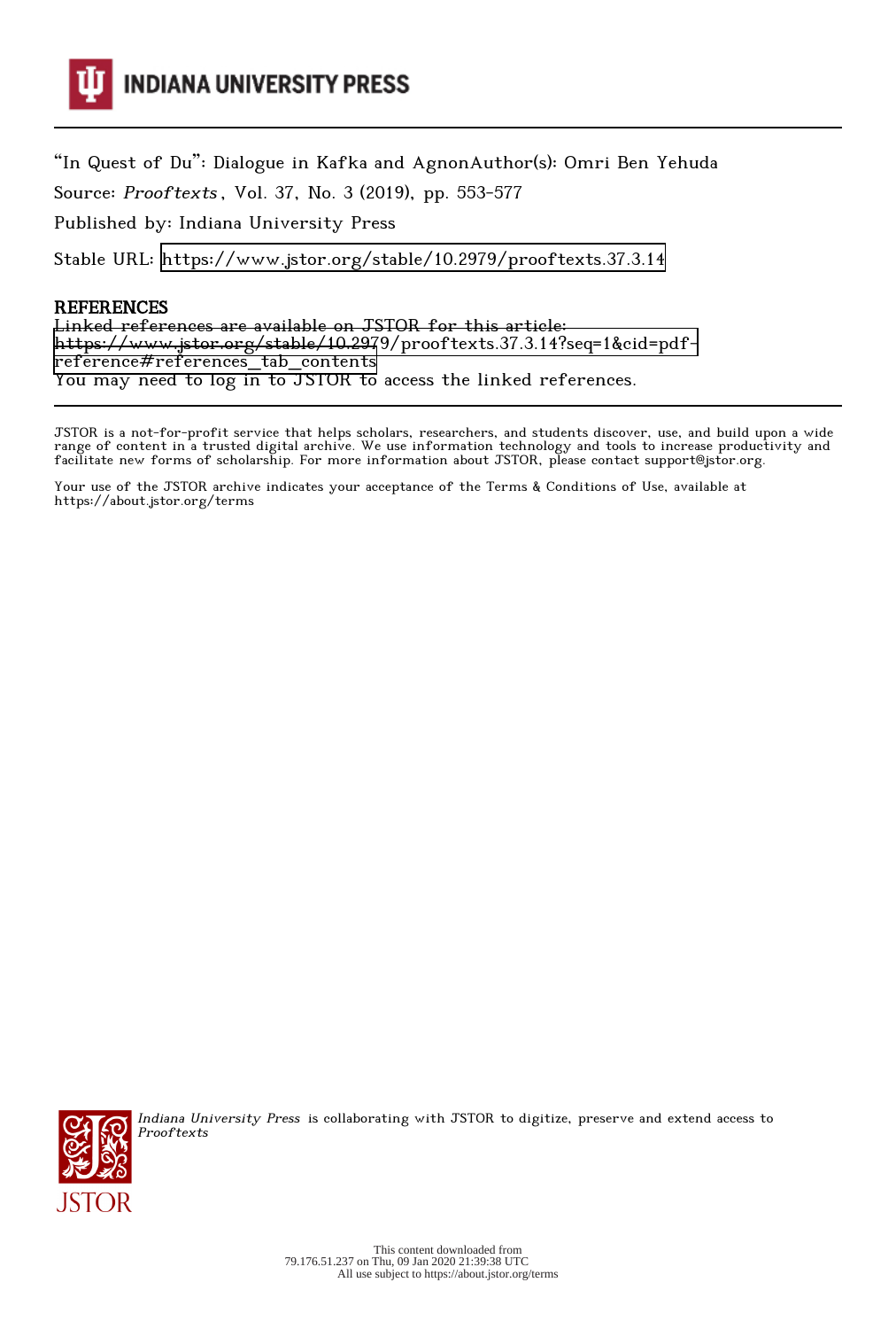INDIANA UNIVERSITY PRESS

"In Quest of Du": Dialogue in Kafka and AgnonAuthor(s): Omri Ben Yehuda

Source: *Prooftexts*, Vol. 37, No. 3 (2019), pp. 553-577

Published by: Indiana University Press

Stable URL: https://www.jstor.org/stable/10.2979/prooftexts.37.3.14

## REFERENCES

Linked references are available on JSTOR for this article:
https://www.jstor.org/stable/10.2979/prooftexts.37.3.14?seq=1&cid=pdf-reference#references_tab_contents
You may need to log in to JSTOR to access the linked references.

JSTOR is a not-for-profit service that helps scholars, researchers, and students discover, use, and build upon a wide range of content in a trusted digital archive. We use information technology and tools to increase productivity and facilitate new forms of scholarship. For more information about JSTOR, please contact support@jstor.org.

Your use of the JSTOR archive indicates your acceptance of the Terms & Conditions of Use, available at https://about.jstor.org/terms

*Indiana University Press* is collaborating with JSTOR to digitize, preserve and extend access to *Prooftexts*

This content downloaded from 79.176.51.237 on Thu, 09 Jan 2020 21:39:38 UTC
All use subject to https://about.jstor.org/terms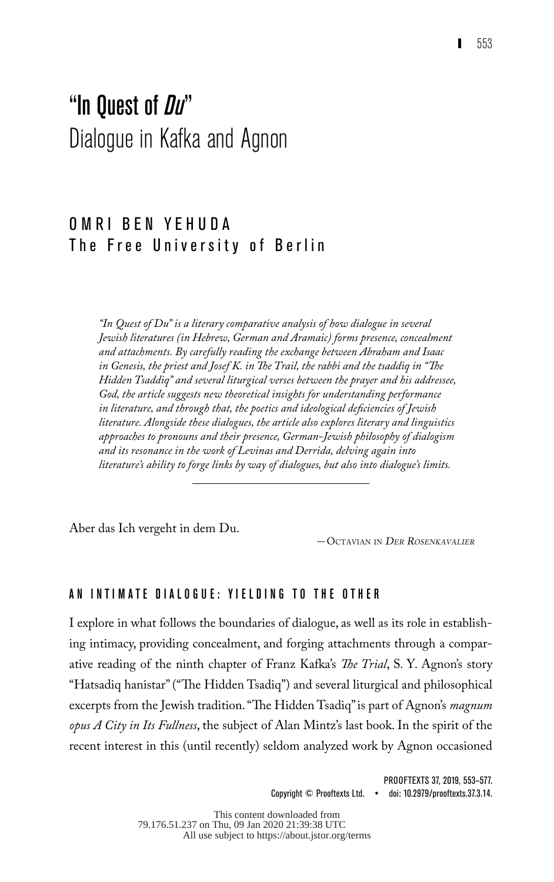# "In Quest of *Du*"
## Dialogue in Kafka and Agnon

### OMRI BEN YEHUDA
The Free University of Berlin

*"In Quest of Du" is a literary comparative analysis of how dialogue in several Jewish literatures (in Hebrew, German and Aramaic) forms presence, concealment and attachments. By carefully reading the exchange between Abraham and Isaac in Genesis, the priest and Josef K. in The Trail, the rabbi and the tsaddiq in "The Hidden Tsaddiq" and several liturgical verses between the prayer and his addressee, God, the article suggests new theoretical insights for understanding performance in literature, and through that, the poetics and ideological deficiencies of Jewish literature. Alongside these dialogues, the article also explores literary and linguistics approaches to pronouns and their presence, German-Jewish philosophy of dialogism and its resonance in the work of Levinas and Derrida, delving again into literature's ability to forge links by way of dialogues, but also into dialogue's limits.*

Aber das Ich vergeht in dem Du.

—Octavian in *Der Rosenkavalier*

## AN INTIMATE DIALOGUE: YIELDING TO THE OTHER

I explore in what follows the boundaries of dialogue, as well as its role in establishing intimacy, providing concealment, and forging attachments through a comparative reading of the ninth chapter of Franz Kafka's *The Trial*, S. Y. Agnon's story "Hatsadiq hanistar" ("The Hidden Tsadiq") and several liturgical and philosophical excerpts from the Jewish tradition. "The Hidden Tsadiq" is part of Agnon's *magnum opus A City in Its Fullness*, the subject of Alan Mintz's last book. In the spirit of the recent interest in this (until recently) seldom analyzed work by Agnon occasioned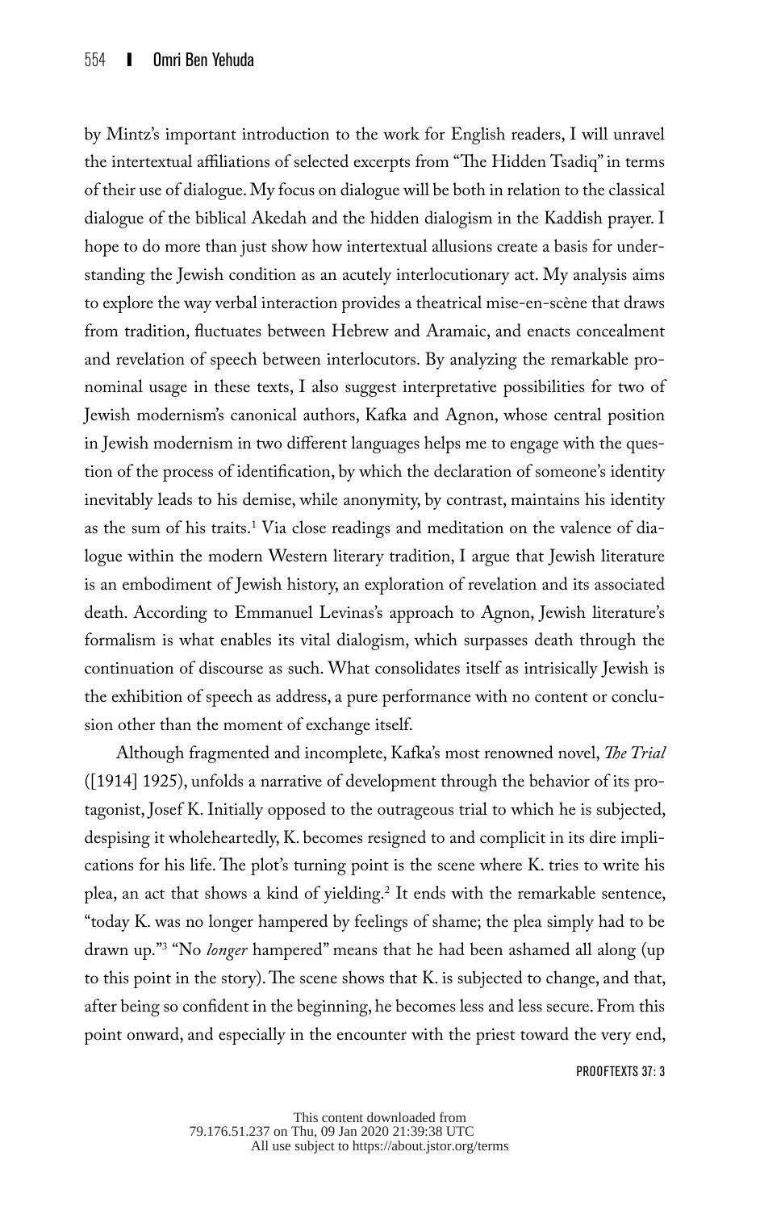by Mintz's important introduction to the work for English readers, I will unravel the intertextual affiliations of selected excerpts from "The Hidden Tsadiq" in terms of their use of dialogue. My focus on dialogue will be both in relation to the classical dialogue of the biblical Akedah and the hidden dialogism in the Kaddish prayer. I hope to do more than just show how intertextual allusions create a basis for understanding the Jewish condition as an acutely interlocutionary act. My analysis aims to explore the way verbal interaction provides a theatrical mise-en-scène that draws from tradition, fluctuates between Hebrew and Aramaic, and enacts concealment and revelation of speech between interlocutors. By analyzing the remarkable pronominal usage in these texts, I also suggest interpretative possibilities for two of Jewish modernism's canonical authors, Kafka and Agnon, whose central position in Jewish modernism in two different languages helps me to engage with the question of the process of identification, by which the declaration of someone's identity inevitably leads to his demise, while anonymity, by contrast, maintains his identity as the sum of his traits.[1] Via close readings and meditation on the valence of dialogue within the modern Western literary tradition, I argue that Jewish literature is an embodiment of Jewish history, an exploration of revelation and its associated death. According to Emmanuel Levinas's approach to Agnon, Jewish literature's formalism is what enables its vital dialogism, which surpasses death through the continuation of discourse as such. What consolidates itself as intrisically Jewish is the exhibition of speech as address, a pure performance with no content or conclusion other than the moment of exchange itself.

Although fragmented and incomplete, Kafka's most renowned novel, *The Trial* ([1914] 1925), unfolds a narrative of development through the behavior of its protagonist, Josef K. Initially opposed to the outrageous trial to which he is subjected, despising it wholeheartedly, K. becomes resigned to and complicit in its dire implications for his life. The plot's turning point is the scene where K. tries to write his plea, an act that shows a kind of yielding.[2] It ends with the remarkable sentence, "today K. was no longer hampered by feelings of shame; the plea simply had to be drawn up."[3] "No *longer* hampered" means that he had been ashamed all along (up to this point in the story). The scene shows that K. is subjected to change, and that, after being so confident in the beginning, he becomes less and less secure. From this point onward, and especially in the encounter with the priest toward the very end,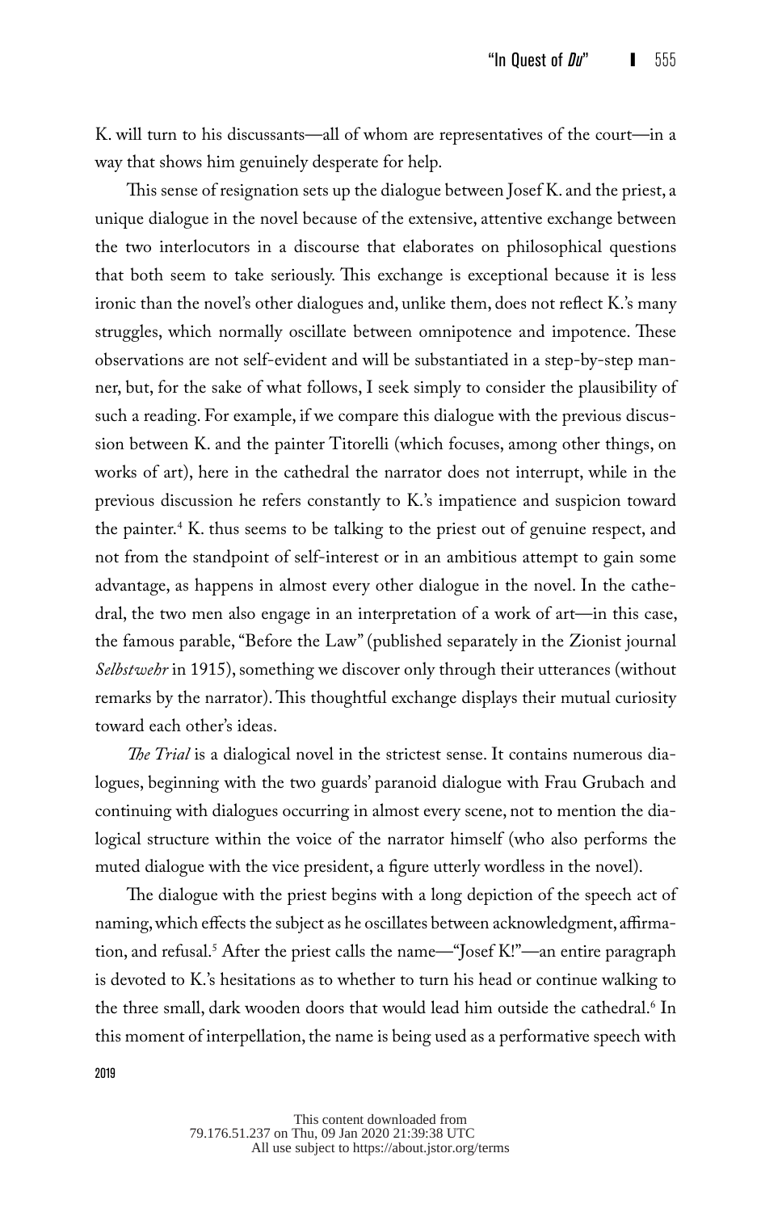K. will turn to his discussants—all of whom are representatives of the court—in a way that shows him genuinely desperate for help.

This sense of resignation sets up the dialogue between Josef K. and the priest, a unique dialogue in the novel because of the extensive, attentive exchange between the two interlocutors in a discourse that elaborates on philosophical questions that both seem to take seriously. This exchange is exceptional because it is less ironic than the novel's other dialogues and, unlike them, does not reflect K.'s many struggles, which normally oscillate between omnipotence and impotence. These observations are not self-evident and will be substantiated in a step-by-step manner, but, for the sake of what follows, I seek simply to consider the plausibility of such a reading. For example, if we compare this dialogue with the previous discussion between K. and the painter Titorelli (which focuses, among other things, on works of art), here in the cathedral the narrator does not interrupt, while in the previous discussion he refers constantly to K.'s impatience and suspicion toward the painter.[4] K. thus seems to be talking to the priest out of genuine respect, and not from the standpoint of self-interest or in an ambitious attempt to gain some advantage, as happens in almost every other dialogue in the novel. In the cathedral, the two men also engage in an interpretation of a work of art—in this case, the famous parable, "Before the Law" (published separately in the Zionist journal *Selbstwehr* in 1915), something we discover only through their utterances (without remarks by the narrator). This thoughtful exchange displays their mutual curiosity toward each other's ideas.

*The Trial* is a dialogical novel in the strictest sense. It contains numerous dialogues, beginning with the two guards' paranoid dialogue with Frau Grubach and continuing with dialogues occurring in almost every scene, not to mention the dialogical structure within the voice of the narrator himself (who also performs the muted dialogue with the vice president, a figure utterly wordless in the novel).

The dialogue with the priest begins with a long depiction of the speech act of naming, which effects the subject as he oscillates between acknowledgment, affirmation, and refusal.[5] After the priest calls the name—"Josef K!"—an entire paragraph is devoted to K.'s hesitations as to whether to turn his head or continue walking to the three small, dark wooden doors that would lead him outside the cathedral.[6] In this moment of interpellation, the name is being used as a performative speech with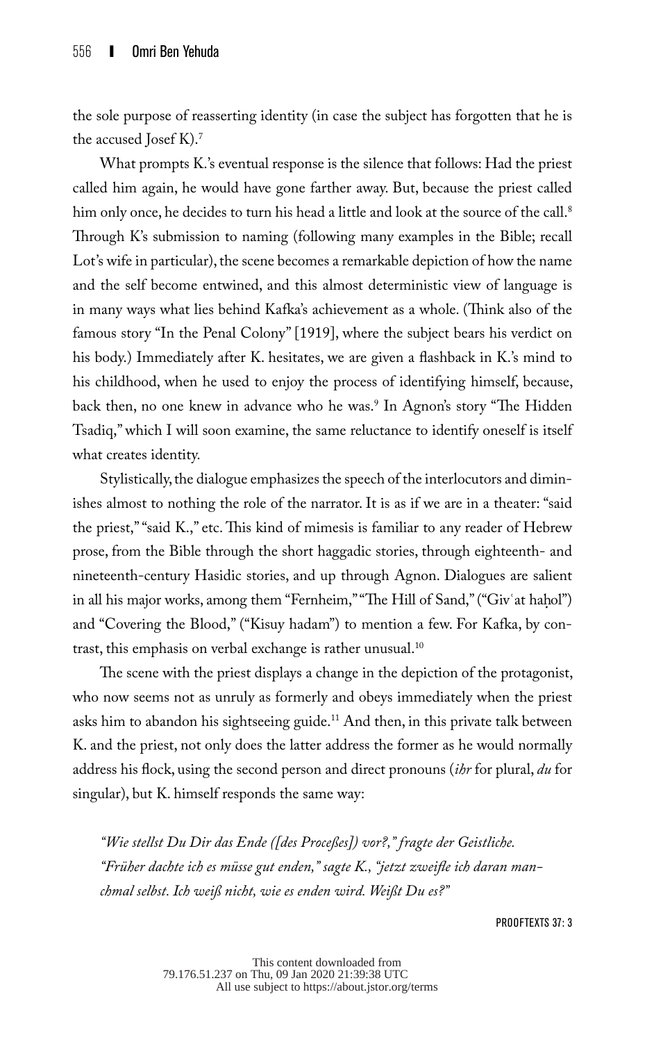the sole purpose of reasserting identity (in case the subject has forgotten that he is the accused Josef K).[7]

What prompts K.'s eventual response is the silence that follows: Had the priest called him again, he would have gone farther away. But, because the priest called him only once, he decides to turn his head a little and look at the source of the call.[8] Through K's submission to naming (following many examples in the Bible; recall Lot's wife in particular), the scene becomes a remarkable depiction of how the name and the self become entwined, and this almost deterministic view of language is in many ways what lies behind Kafka's achievement as a whole. (Think also of the famous story "In the Penal Colony" [1919], where the subject bears his verdict on his body.) Immediately after K. hesitates, we are given a flashback in K.'s mind to his childhood, when he used to enjoy the process of identifying himself, because, back then, no one knew in advance who he was.[9] In Agnon's story "The Hidden Tsadiq," which I will soon examine, the same reluctance to identify oneself is itself what creates identity.

Stylistically, the dialogue emphasizes the speech of the interlocutors and diminishes almost to nothing the role of the narrator. It is as if we are in a theater: "said the priest," "said K.," etc. This kind of mimesis is familiar to any reader of Hebrew prose, from the Bible through the short haggadic stories, through eighteenth- and nineteenth-century Hasidic stories, and up through Agnon. Dialogues are salient in all his major works, among them "Fernheim," "The Hill of Sand," ("Givʿat haḥol") and "Covering the Blood," ("Kisuy hadam") to mention a few. For Kafka, by contrast, this emphasis on verbal exchange is rather unusual.[10]

The scene with the priest displays a change in the depiction of the protagonist, who now seems not as unruly as formerly and obeys immediately when the priest asks him to abandon his sightseeing guide.[11] And then, in this private talk between K. and the priest, not only does the latter address the former as he would normally address his flock, using the second person and direct pronouns (*ihr* for plural, *du* for singular), but K. himself responds the same way:

> *"Wie stellst Du Dir das Ende ([des Proceßes]) vor?," fragte der Geistliche. "Früher dachte ich es müsse gut enden," sagte K., "jetzt zweifle ich daran manchmal selbst. Ich weiß nicht, wie es enden wird. Weißt Du es?"*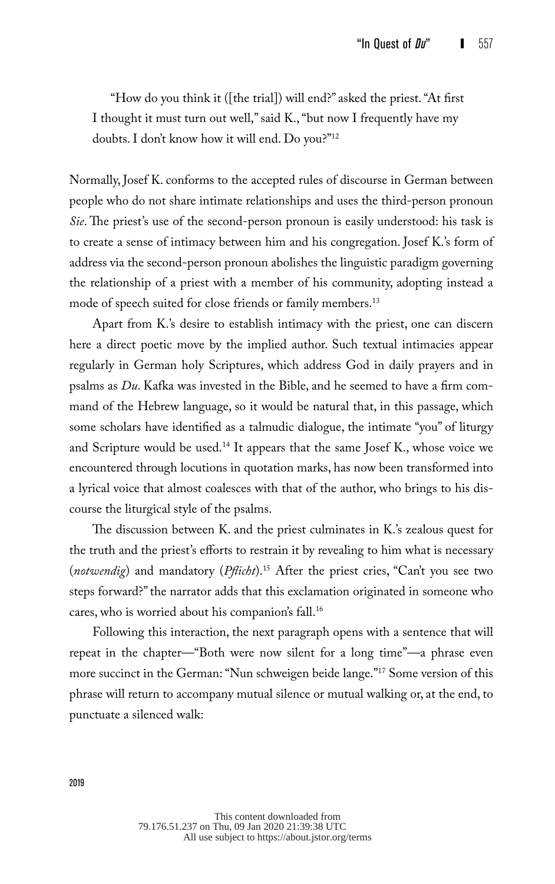> "How do you think it ([the trial]) will end?" asked the priest. "At first I thought it must turn out well," said K., "but now I frequently have my doubts. I don't know how it will end. Do you?"[12]

Normally, Josef K. conforms to the accepted rules of discourse in German between people who do not share intimate relationships and uses the third-person pronoun *Sie*. The priest's use of the second-person pronoun is easily understood: his task is to create a sense of intimacy between him and his congregation. Josef K.'s form of address via the second-person pronoun abolishes the linguistic paradigm governing the relationship of a priest with a member of his community, adopting instead a mode of speech suited for close friends or family members.[13]

Apart from K.'s desire to establish intimacy with the priest, one can discern here a direct poetic move by the implied author. Such textual intimacies appear regularly in German holy Scriptures, which address God in daily prayers and in psalms as *Du*. Kafka was invested in the Bible, and he seemed to have a firm command of the Hebrew language, so it would be natural that, in this passage, which some scholars have identified as a talmudic dialogue, the intimate "you" of liturgy and Scripture would be used.[14] It appears that the same Josef K., whose voice we encountered through locutions in quotation marks, has now been transformed into a lyrical voice that almost coalesces with that of the author, who brings to his discourse the liturgical style of the psalms.

The discussion between K. and the priest culminates in K.'s zealous quest for the truth and the priest's efforts to restrain it by revealing to him what is necessary (*notwendig*) and mandatory (*Pflicht*).[15] After the priest cries, "Can't you see two steps forward?" the narrator adds that this exclamation originated in someone who cares, who is worried about his companion's fall.[16]

Following this interaction, the next paragraph opens with a sentence that will repeat in the chapter—"Both were now silent for a long time"—a phrase even more succinct in the German: "Nun schweigen beide lange."[17] Some version of this phrase will return to accompany mutual silence or mutual walking or, at the end, to punctuate a silenced walk: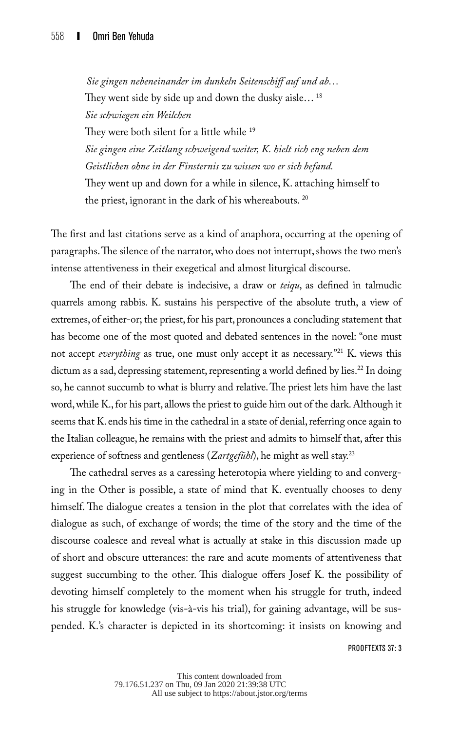> *Sie gingen nebeneinander im dunkeln Seitenschiff auf und ab…*
> They went side by side up and down the dusky aisle… [18]
> *Sie schwiegen ein Weilchen*
> They were both silent for a little while [19]
> *Sie gingen eine Zeitlang schweigend weiter, K. hielt sich eng neben dem Geistlichen ohne in der Finsternis zu wissen wo er sich befand.*
> They went up and down for a while in silence, K. attaching himself to the priest, ignorant in the dark of his whereabouts. [20]

The first and last citations serve as a kind of anaphora, occurring at the opening of paragraphs. The silence of the narrator, who does not interrupt, shows the two men's intense attentiveness in their exegetical and almost liturgical discourse.

The end of their debate is indecisive, a draw or *teiqu*, as defined in talmudic quarrels among rabbis. K. sustains his perspective of the absolute truth, a view of extremes, of either-or; the priest, for his part, pronounces a concluding statement that has become one of the most quoted and debated sentences in the novel: "one must not accept *everything* as true, one must only accept it as necessary."[21] K. views this dictum as a sad, depressing statement, representing a world defined by lies.[22] In doing so, he cannot succumb to what is blurry and relative. The priest lets him have the last word, while K., for his part, allows the priest to guide him out of the dark. Although it seems that K. ends his time in the cathedral in a state of denial, referring once again to the Italian colleague, he remains with the priest and admits to himself that, after this experience of softness and gentleness (*Zartgefühl*), he might as well stay.[23]

The cathedral serves as a caressing heterotopia where yielding to and converging in the Other is possible, a state of mind that K. eventually chooses to deny himself. The dialogue creates a tension in the plot that correlates with the idea of dialogue as such, of exchange of words; the time of the story and the time of the discourse coalesce and reveal what is actually at stake in this discussion made up of short and obscure utterances: the rare and acute moments of attentiveness that suggest succumbing to the other. This dialogue offers Josef K. the possibility of devoting himself completely to the moment when his struggle for truth, indeed his struggle for knowledge (vis-à-vis his trial), for gaining advantage, will be suspended. K.'s character is depicted in its shortcoming: it insists on knowing and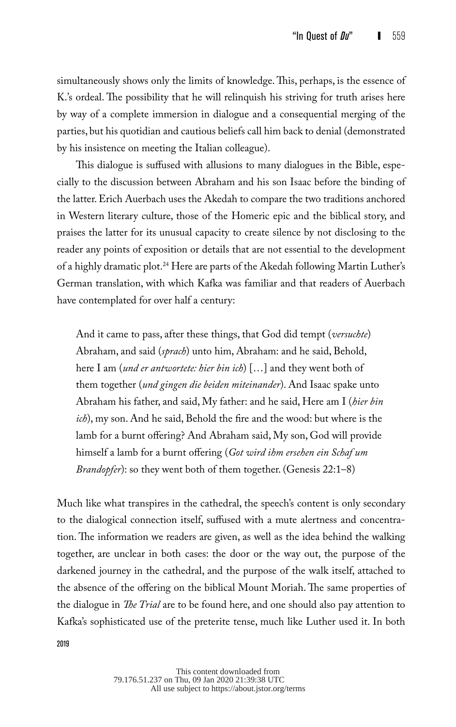simultaneously shows only the limits of knowledge. This, perhaps, is the essence of K.'s ordeal. The possibility that he will relinquish his striving for truth arises here by way of a complete immersion in dialogue and a consequential merging of the parties, but his quotidian and cautious beliefs call him back to denial (demonstrated by his insistence on meeting the Italian colleague).

This dialogue is suffused with allusions to many dialogues in the Bible, especially to the discussion between Abraham and his son Isaac before the binding of the latter. Erich Auerbach uses the Akedah to compare the two traditions anchored in Western literary culture, those of the Homeric epic and the biblical story, and praises the latter for its unusual capacity to create silence by not disclosing to the reader any points of exposition or details that are not essential to the development of a highly dramatic plot.[24] Here are parts of the Akedah following Martin Luther's German translation, with which Kafka was familiar and that readers of Auerbach have contemplated for over half a century:

> And it came to pass, after these things, that God did tempt (*versuchte*) Abraham, and said (*sprach*) unto him, Abraham: and he said, Behold, here I am (*und er antwortete: hier bin ich*) […] and they went both of them together (*und gingen die beiden miteinander*). And Isaac spake unto Abraham his father, and said, My father: and he said, Here am I (*hier bin ich*), my son. And he said, Behold the fire and the wood: but where is the lamb for a burnt offering? And Abraham said, My son, God will provide himself a lamb for a burnt offering (*Got wird ihm ersehen ein Schaf um Brandopfer*): so they went both of them together. (Genesis 22:1–8)

Much like what transpires in the cathedral, the speech's content is only secondary to the dialogical connection itself, suffused with a mute alertness and concentration. The information we readers are given, as well as the idea behind the walking together, are unclear in both cases: the door or the way out, the purpose of the darkened journey in the cathedral, and the purpose of the walk itself, attached to the absence of the offering on the biblical Mount Moriah. The same properties of the dialogue in *The Trial* are to be found here, and one should also pay attention to Kafka's sophisticated use of the preterite tense, much like Luther used it. In both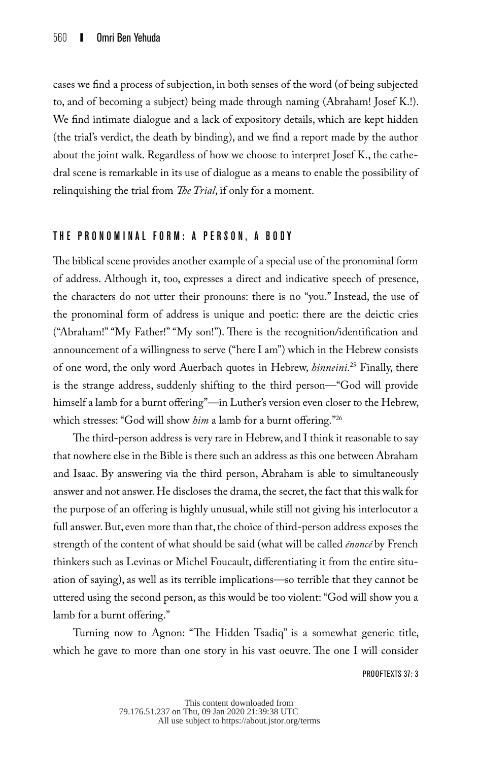cases we find a process of subjection, in both senses of the word (of being subjected to, and of becoming a subject) being made through naming (Abraham! Josef K.!). We find intimate dialogue and a lack of expository details, which are kept hidden (the trial's verdict, the death by binding), and we find a report made by the author about the joint walk. Regardless of how we choose to interpret Josef K., the cathedral scene is remarkable in its use of dialogue as a means to enable the possibility of relinquishing the trial from *The Trial*, if only for a moment.

## THE PRONOMINAL FORM: A PERSON, A BODY

The biblical scene provides another example of a special use of the pronominal form of address. Although it, too, expresses a direct and indicative speech of presence, the characters do not utter their pronouns: there is no "you." Instead, the use of the pronominal form of address is unique and poetic: there are the deictic cries ("Abraham!" "My Father!" "My son!"). There is the recognition/identification and announcement of a willingness to serve ("here I am") which in the Hebrew consists of one word, the only word Auerbach quotes in Hebrew, *hinneini*.[25] Finally, there is the strange address, suddenly shifting to the third person—"God will provide himself a lamb for a burnt offering"—in Luther's version even closer to the Hebrew, which stresses: "God will show *him* a lamb for a burnt offering."[26]

The third-person address is very rare in Hebrew, and I think it reasonable to say that nowhere else in the Bible is there such an address as this one between Abraham and Isaac. By answering via the third person, Abraham is able to simultaneously answer and not answer. He discloses the drama, the secret, the fact that this walk for the purpose of an offering is highly unusual, while still not giving his interlocutor a full answer. But, even more than that, the choice of third-person address exposes the strength of the content of what should be said (what will be called *énoncé* by French thinkers such as Levinas or Michel Foucault, differentiating it from the entire situation of saying), as well as its terrible implications—so terrible that they cannot be uttered using the second person, as this would be too violent: "God will show you a lamb for a burnt offering."

Turning now to Agnon: "The Hidden Tsadiq" is a somewhat generic title, which he gave to more than one story in his vast oeuvre. The one I will consider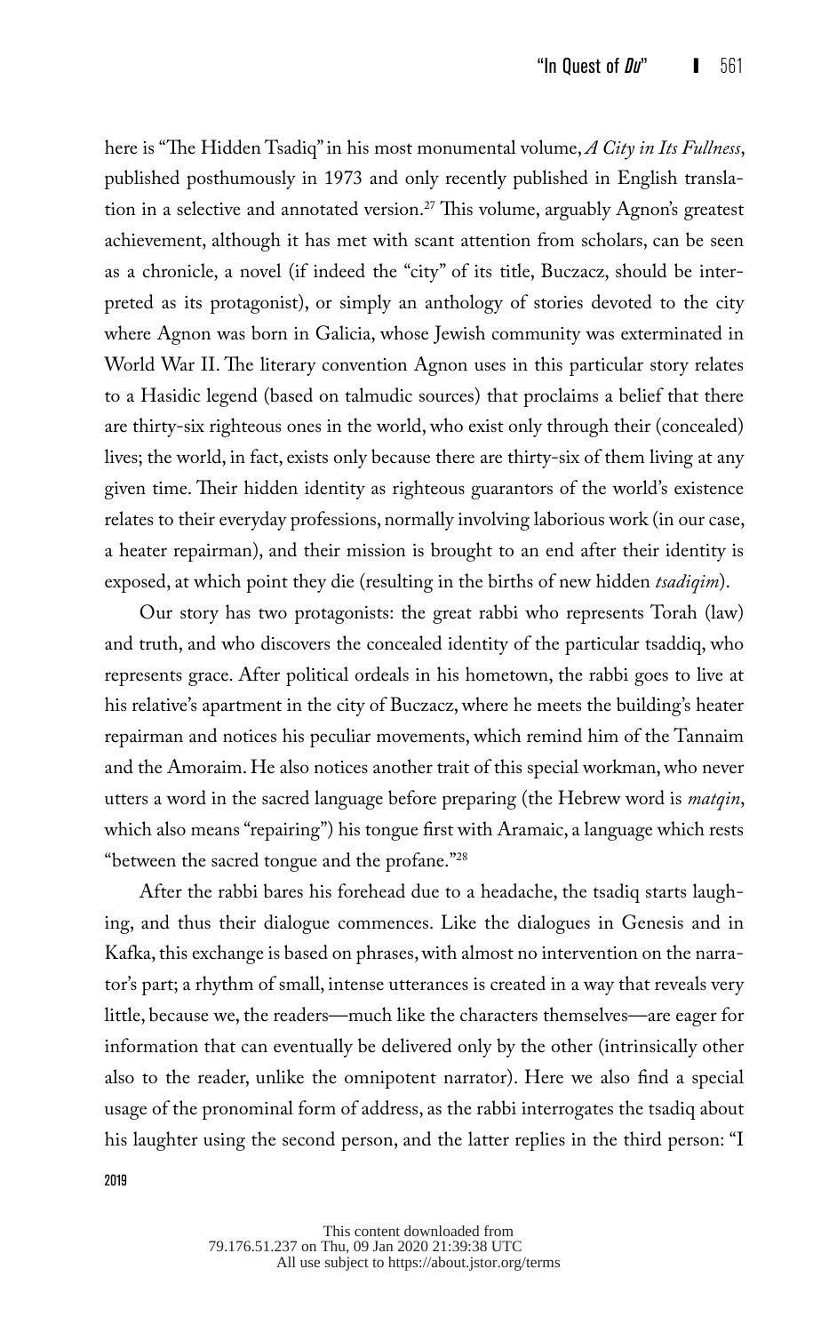here is "The Hidden Tsadiq" in his most monumental volume, *A City in Its Fullness*, published posthumously in 1973 and only recently published in English translation in a selective and annotated version.[27] This volume, arguably Agnon's greatest achievement, although it has met with scant attention from scholars, can be seen as a chronicle, a novel (if indeed the "city" of its title, Buczacz, should be interpreted as its protagonist), or simply an anthology of stories devoted to the city where Agnon was born in Galicia, whose Jewish community was exterminated in World War II. The literary convention Agnon uses in this particular story relates to a Hasidic legend (based on talmudic sources) that proclaims a belief that there are thirty-six righteous ones in the world, who exist only through their (concealed) lives; the world, in fact, exists only because there are thirty-six of them living at any given time. Their hidden identity as righteous guarantors of the world's existence relates to their everyday professions, normally involving laborious work (in our case, a heater repairman), and their mission is brought to an end after their identity is exposed, at which point they die (resulting in the births of new hidden *tsadiqim*).

Our story has two protagonists: the great rabbi who represents Torah (law) and truth, and who discovers the concealed identity of the particular tsaddiq, who represents grace. After political ordeals in his hometown, the rabbi goes to live at his relative's apartment in the city of Buczacz, where he meets the building's heater repairman and notices his peculiar movements, which remind him of the Tannaim and the Amoraim. He also notices another trait of this special workman, who never utters a word in the sacred language before preparing (the Hebrew word is *matqin*, which also means "repairing") his tongue first with Aramaic, a language which rests "between the sacred tongue and the profane."[28]

After the rabbi bares his forehead due to a headache, the tsadiq starts laughing, and thus their dialogue commences. Like the dialogues in Genesis and in Kafka, this exchange is based on phrases, with almost no intervention on the narrator's part; a rhythm of small, intense utterances is created in a way that reveals very little, because we, the readers—much like the characters themselves—are eager for information that can eventually be delivered only by the other (intrinsically other also to the reader, unlike the omnipotent narrator). Here we also find a special usage of the pronominal form of address, as the rabbi interrogates the tsadiq about his laughter using the second person, and the latter replies in the third person: "I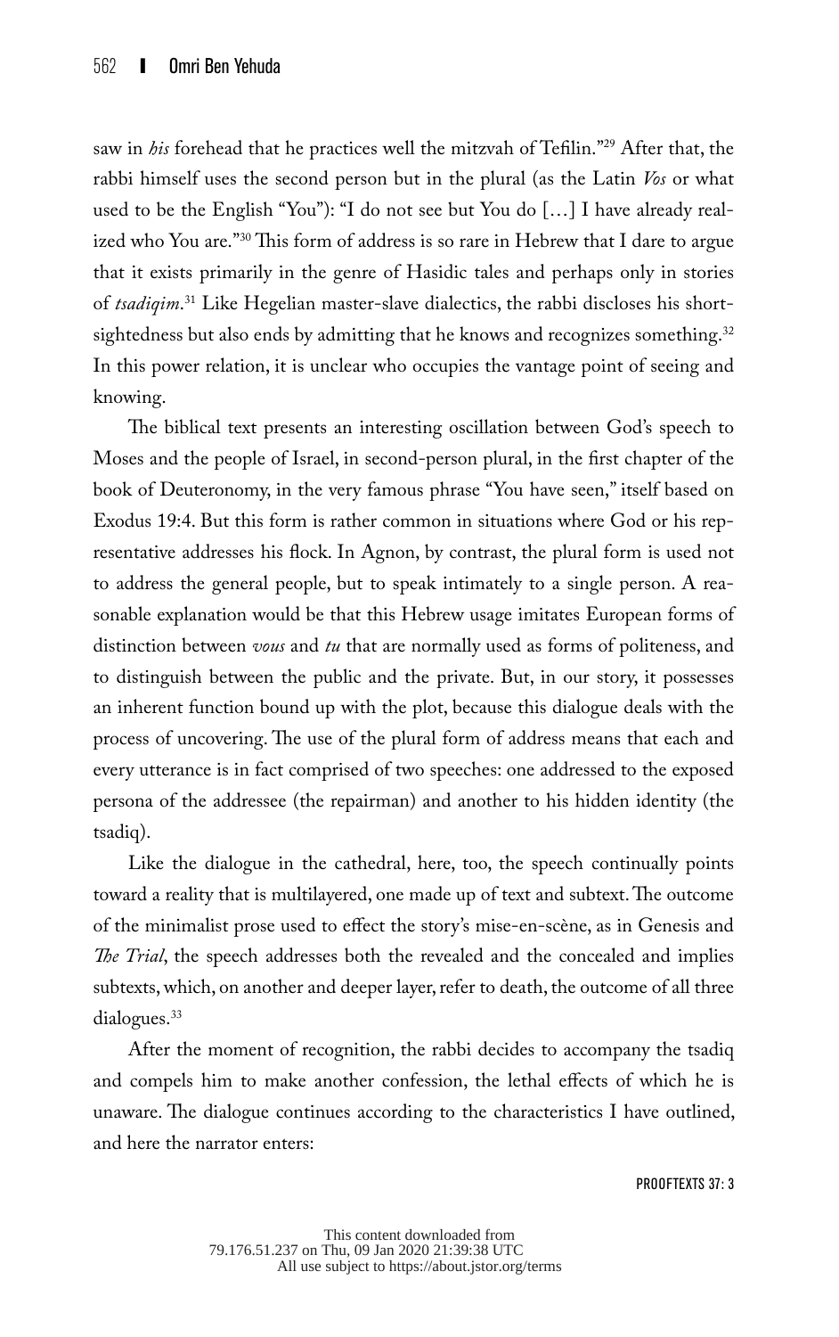saw in *his* forehead that he practices well the mitzvah of Tefilin."[29] After that, the rabbi himself uses the second person but in the plural (as the Latin *Vos* or what used to be the English "You"): "I do not see but You do […] I have already realized who You are."[30] This form of address is so rare in Hebrew that I dare to argue that it exists primarily in the genre of Hasidic tales and perhaps only in stories of *tsadiqim*.[31] Like Hegelian master-slave dialectics, the rabbi discloses his shortsightedness but also ends by admitting that he knows and recognizes something.[32] In this power relation, it is unclear who occupies the vantage point of seeing and knowing.

The biblical text presents an interesting oscillation between God's speech to Moses and the people of Israel, in second-person plural, in the first chapter of the book of Deuteronomy, in the very famous phrase "You have seen," itself based on Exodus 19:4. But this form is rather common in situations where God or his representative addresses his flock. In Agnon, by contrast, the plural form is used not to address the general people, but to speak intimately to a single person. A reasonable explanation would be that this Hebrew usage imitates European forms of distinction between *vous* and *tu* that are normally used as forms of politeness, and to distinguish between the public and the private. But, in our story, it possesses an inherent function bound up with the plot, because this dialogue deals with the process of uncovering. The use of the plural form of address means that each and every utterance is in fact comprised of two speeches: one addressed to the exposed persona of the addressee (the repairman) and another to his hidden identity (the tsadiq).

Like the dialogue in the cathedral, here, too, the speech continually points toward a reality that is multilayered, one made up of text and subtext. The outcome of the minimalist prose used to effect the story's mise-en-scène, as in Genesis and *The Trial*, the speech addresses both the revealed and the concealed and implies subtexts, which, on another and deeper layer, refer to death, the outcome of all three dialogues.[33]

After the moment of recognition, the rabbi decides to accompany the tsadiq and compels him to make another confession, the lethal effects of which he is unaware. The dialogue continues according to the characteristics I have outlined, and here the narrator enters: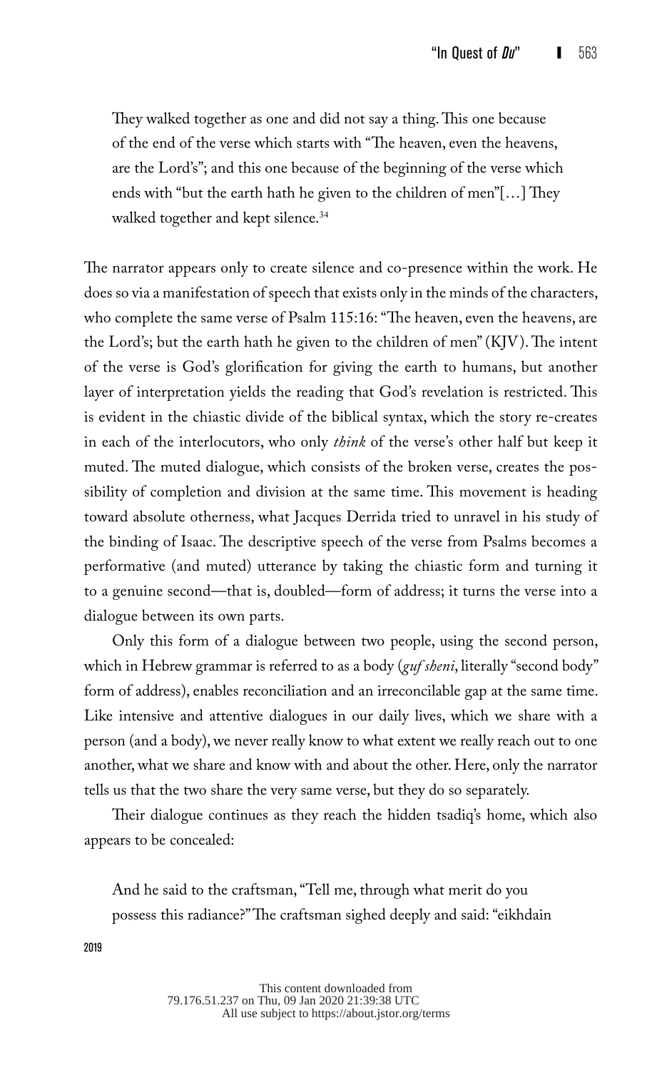> They walked together as one and did not say a thing. This one because of the end of the verse which starts with "The heaven, even the heavens, are the Lord's"; and this one because of the beginning of the verse which ends with "but the earth hath he given to the children of men"[…] They walked together and kept silence.[34]

The narrator appears only to create silence and co-presence within the work. He does so via a manifestation of speech that exists only in the minds of the characters, who complete the same verse of Psalm 115:16: "The heaven, even the heavens, are the Lord's; but the earth hath he given to the children of men" (KJV). The intent of the verse is God's glorification for giving the earth to humans, but another layer of interpretation yields the reading that God's revelation is restricted. This is evident in the chiastic divide of the biblical syntax, which the story re-creates in each of the interlocutors, who only *think* of the verse's other half but keep it muted. The muted dialogue, which consists of the broken verse, creates the possibility of completion and division at the same time. This movement is heading toward absolute otherness, what Jacques Derrida tried to unravel in his study of the binding of Isaac. The descriptive speech of the verse from Psalms becomes a performative (and muted) utterance by taking the chiastic form and turning it to a genuine second—that is, doubled—form of address; it turns the verse into a dialogue between its own parts.

Only this form of a dialogue between two people, using the second person, which in Hebrew grammar is referred to as a body (*guf sheni*, literally "second body" form of address), enables reconciliation and an irreconcilable gap at the same time. Like intensive and attentive dialogues in our daily lives, which we share with a person (and a body), we never really know to what extent we really reach out to one another, what we share and know with and about the other. Here, only the narrator tells us that the two share the very same verse, but they do so separately.

Their dialogue continues as they reach the hidden tsadiq's home, which also appears to be concealed:

> And he said to the craftsman, "Tell me, through what merit do you possess this radiance?" The craftsman sighed deeply and said: "eikhdain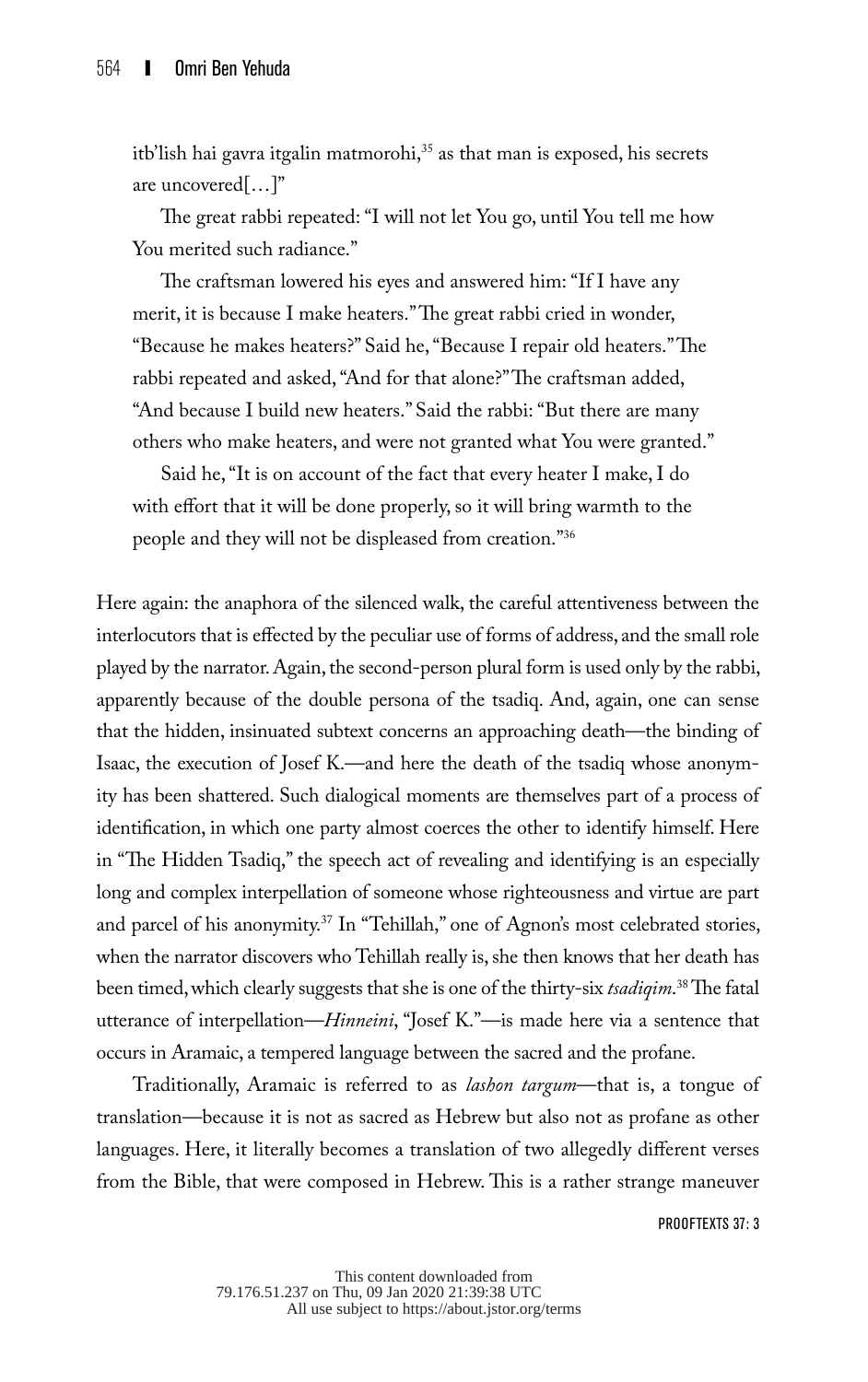itb'lish hai gavra itgalin matmorohi,[35] as that man is exposed, his secrets are uncovered[…]"

The great rabbi repeated: "I will not let You go, until You tell me how You merited such radiance."

The craftsman lowered his eyes and answered him: "If I have any merit, it is because I make heaters." The great rabbi cried in wonder, "Because he makes heaters?" Said he, "Because I repair old heaters." The rabbi repeated and asked, "And for that alone?" The craftsman added, "And because I build new heaters." Said the rabbi: "But there are many others who make heaters, and were not granted what You were granted."

Said he, "It is on account of the fact that every heater I make, I do with effort that it will be done properly, so it will bring warmth to the people and they will not be displeased from creation."[36]

Here again: the anaphora of the silenced walk, the careful attentiveness between the interlocutors that is effected by the peculiar use of forms of address, and the small role played by the narrator. Again, the second-person plural form is used only by the rabbi, apparently because of the double persona of the tsadiq. And, again, one can sense that the hidden, insinuated subtext concerns an approaching death—the binding of Isaac, the execution of Josef K.—and here the death of the tsadiq whose anonymity has been shattered. Such dialogical moments are themselves part of a process of identification, in which one party almost coerces the other to identify himself. Here in "The Hidden Tsadiq," the speech act of revealing and identifying is an especially long and complex interpellation of someone whose righteousness and virtue are part and parcel of his anonymity.[37] In "Tehillah," one of Agnon's most celebrated stories, when the narrator discovers who Tehillah really is, she then knows that her death has been timed, which clearly suggests that she is one of the thirty-six *tsadiqim*.[38] The fatal utterance of interpellation—*Hinneini*, "Josef K."—is made here via a sentence that occurs in Aramaic, a tempered language between the sacred and the profane.

Traditionally, Aramaic is referred to as *lashon targum*—that is, a tongue of translation—because it is not as sacred as Hebrew but also not as profane as other languages. Here, it literally becomes a translation of two allegedly different verses from the Bible, that were composed in Hebrew. This is a rather strange maneuver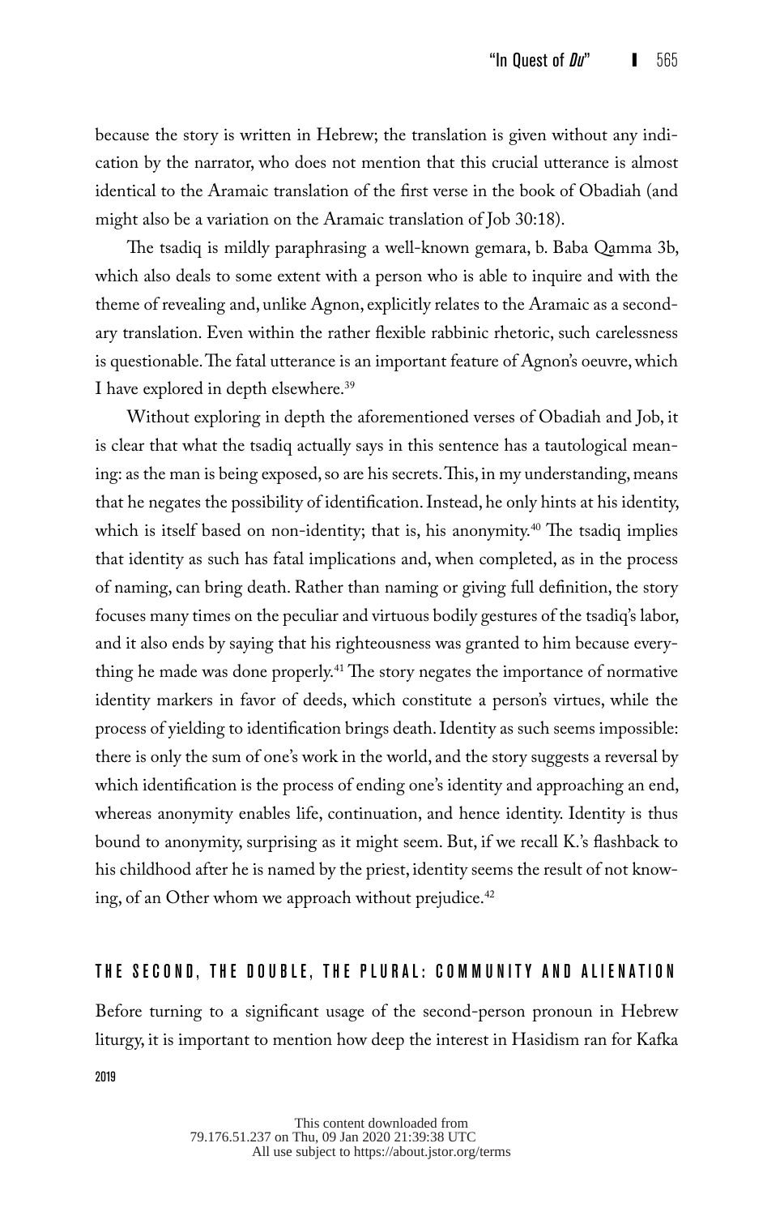because the story is written in Hebrew; the translation is given without any indication by the narrator, who does not mention that this crucial utterance is almost identical to the Aramaic translation of the first verse in the book of Obadiah (and might also be a variation on the Aramaic translation of Job 30:18).

The tsadiq is mildly paraphrasing a well-known gemara, b. Baba Qamma 3b, which also deals to some extent with a person who is able to inquire and with the theme of revealing and, unlike Agnon, explicitly relates to the Aramaic as a secondary translation. Even within the rather flexible rabbinic rhetoric, such carelessness is questionable. The fatal utterance is an important feature of Agnon's oeuvre, which I have explored in depth elsewhere.[39]

Without exploring in depth the aforementioned verses of Obadiah and Job, it is clear that what the tsadiq actually says in this sentence has a tautological meaning: as the man is being exposed, so are his secrets. This, in my understanding, means that he negates the possibility of identification. Instead, he only hints at his identity, which is itself based on non-identity; that is, his anonymity.[40] The tsadiq implies that identity as such has fatal implications and, when completed, as in the process of naming, can bring death. Rather than naming or giving full definition, the story focuses many times on the peculiar and virtuous bodily gestures of the tsadiq's labor, and it also ends by saying that his righteousness was granted to him because everything he made was done properly.[41] The story negates the importance of normative identity markers in favor of deeds, which constitute a person's virtues, while the process of yielding to identification brings death. Identity as such seems impossible: there is only the sum of one's work in the world, and the story suggests a reversal by which identification is the process of ending one's identity and approaching an end, whereas anonymity enables life, continuation, and hence identity. Identity is thus bound to anonymity, surprising as it might seem. But, if we recall K.'s flashback to his childhood after he is named by the priest, identity seems the result of not knowing, of an Other whom we approach without prejudice.[42]

## THE SECOND, THE DOUBLE, THE PLURAL: COMMUNITY AND ALIENATION

Before turning to a significant usage of the second-person pronoun in Hebrew liturgy, it is important to mention how deep the interest in Hasidism ran for Kafka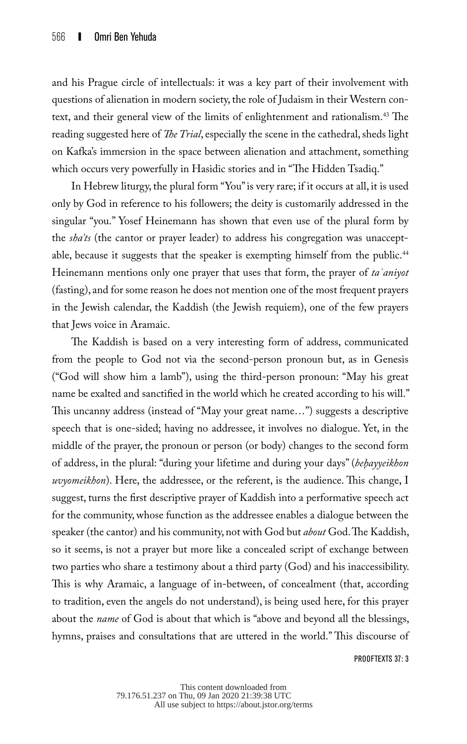and his Prague circle of intellectuals: it was a key part of their involvement with questions of alienation in modern society, the role of Judaism in their Western context, and their general view of the limits of enlightenment and rationalism.[43] The reading suggested here of *The Trial*, especially the scene in the cathedral, sheds light on Kafka's immersion in the space between alienation and attachment, something which occurs very powerfully in Hasidic stories and in "The Hidden Tsadiq."

In Hebrew liturgy, the plural form "You" is very rare; if it occurs at all, it is used only by God in reference to his followers; the deity is customarily addressed in the singular "you." Yosef Heinemann has shown that even use of the plural form by the *sha'ts* (the cantor or prayer leader) to address his congregation was unacceptable, because it suggests that the speaker is exempting himself from the public.[44] Heinemann mentions only one prayer that uses that form, the prayer of *taʿaniyot* (fasting), and for some reason he does not mention one of the most frequent prayers in the Jewish calendar, the Kaddish (the Jewish requiem), one of the few prayers that Jews voice in Aramaic.

The Kaddish is based on a very interesting form of address, communicated from the people to God not via the second-person pronoun but, as in Genesis ("God will show him a lamb"), using the third-person pronoun: "May his great name be exalted and sanctified in the world which he created according to his will." This uncanny address (instead of "May your great name…") suggests a descriptive speech that is one-sided; having no addressee, it involves no dialogue. Yet, in the middle of the prayer, the pronoun or person (or body) changes to the second form of address, in the plural: "during your lifetime and during your days" (*beḥayyeikhon uvyomeikhon*). Here, the addressee, or the referent, is the audience. This change, I suggest, turns the first descriptive prayer of Kaddish into a performative speech act for the community, whose function as the addressee enables a dialogue between the speaker (the cantor) and his community, not with God but *about* God. The Kaddish, so it seems, is not a prayer but more like a concealed script of exchange between two parties who share a testimony about a third party (God) and his inaccessibility. This is why Aramaic, a language of in-between, of concealment (that, according to tradition, even the angels do not understand), is being used here, for this prayer about the *name* of God is about that which is "above and beyond all the blessings, hymns, praises and consultations that are uttered in the world." This discourse of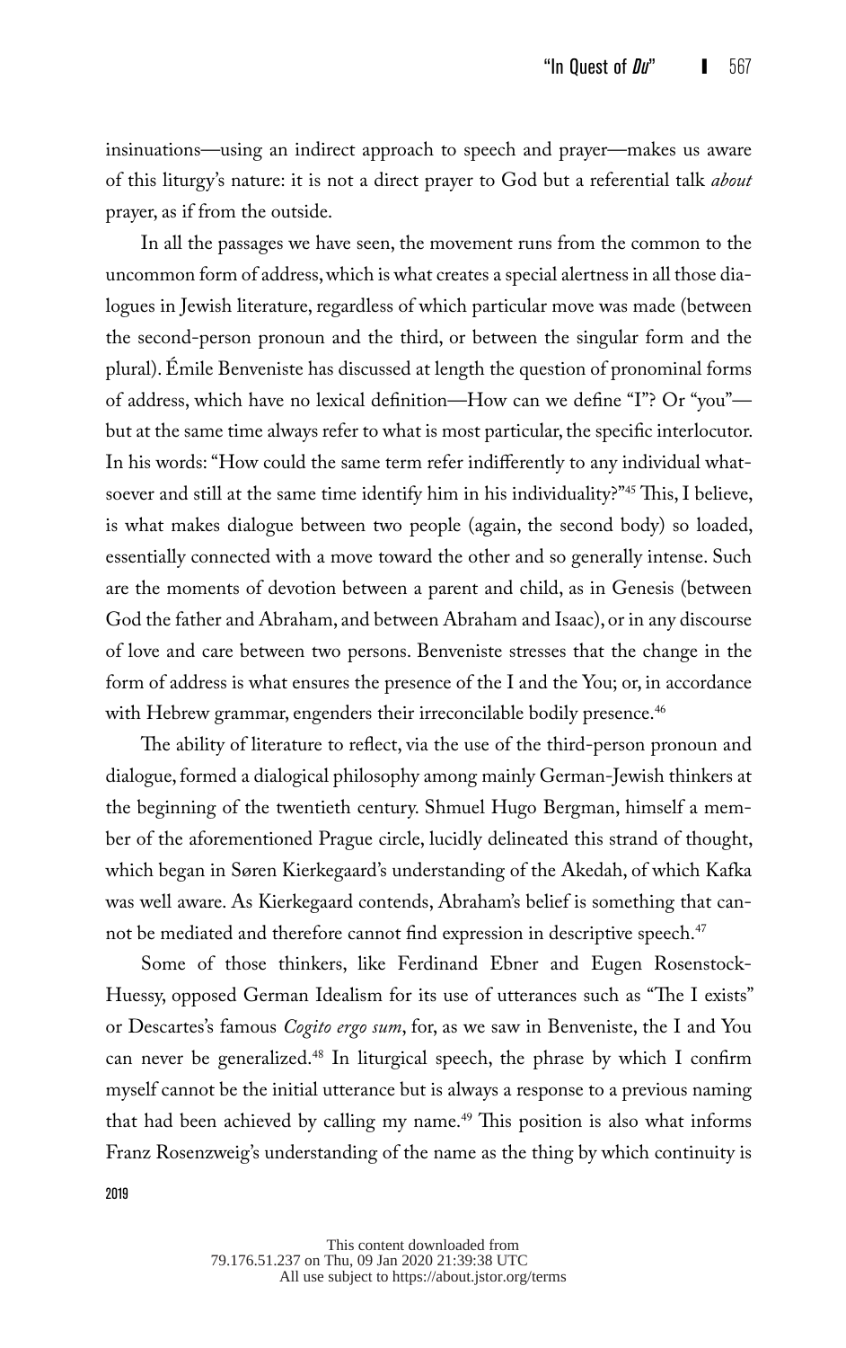insinuations—using an indirect approach to speech and prayer—makes us aware of this liturgy's nature: it is not a direct prayer to God but a referential talk *about* prayer, as if from the outside.

In all the passages we have seen, the movement runs from the common to the uncommon form of address, which is what creates a special alertness in all those dialogues in Jewish literature, regardless of which particular move was made (between the second-person pronoun and the third, or between the singular form and the plural). Émile Benveniste has discussed at length the question of pronominal forms of address, which have no lexical definition—How can we define "I"? Or "you"—but at the same time always refer to what is most particular, the specific interlocutor. In his words: "How could the same term refer indifferently to any individual whatsoever and still at the same time identify him in his individuality?"[45] This, I believe, is what makes dialogue between two people (again, the second body) so loaded, essentially connected with a move toward the other and so generally intense. Such are the moments of devotion between a parent and child, as in Genesis (between God the father and Abraham, and between Abraham and Isaac), or in any discourse of love and care between two persons. Benveniste stresses that the change in the form of address is what ensures the presence of the I and the You; or, in accordance with Hebrew grammar, engenders their irreconcilable bodily presence.[46]

The ability of literature to reflect, via the use of the third-person pronoun and dialogue, formed a dialogical philosophy among mainly German-Jewish thinkers at the beginning of the twentieth century. Shmuel Hugo Bergman, himself a member of the aforementioned Prague circle, lucidly delineated this strand of thought, which began in Søren Kierkegaard's understanding of the Akedah, of which Kafka was well aware. As Kierkegaard contends, Abraham's belief is something that cannot be mediated and therefore cannot find expression in descriptive speech.[47]

Some of those thinkers, like Ferdinand Ebner and Eugen Rosenstock-Huessy, opposed German Idealism for its use of utterances such as "The I exists" or Descartes's famous *Cogito ergo sum*, for, as we saw in Benveniste, the I and You can never be generalized.[48] In liturgical speech, the phrase by which I confirm myself cannot be the initial utterance but is always a response to a previous naming that had been achieved by calling my name.[49] This position is also what informs Franz Rosenzweig's understanding of the name as the thing by which continuity is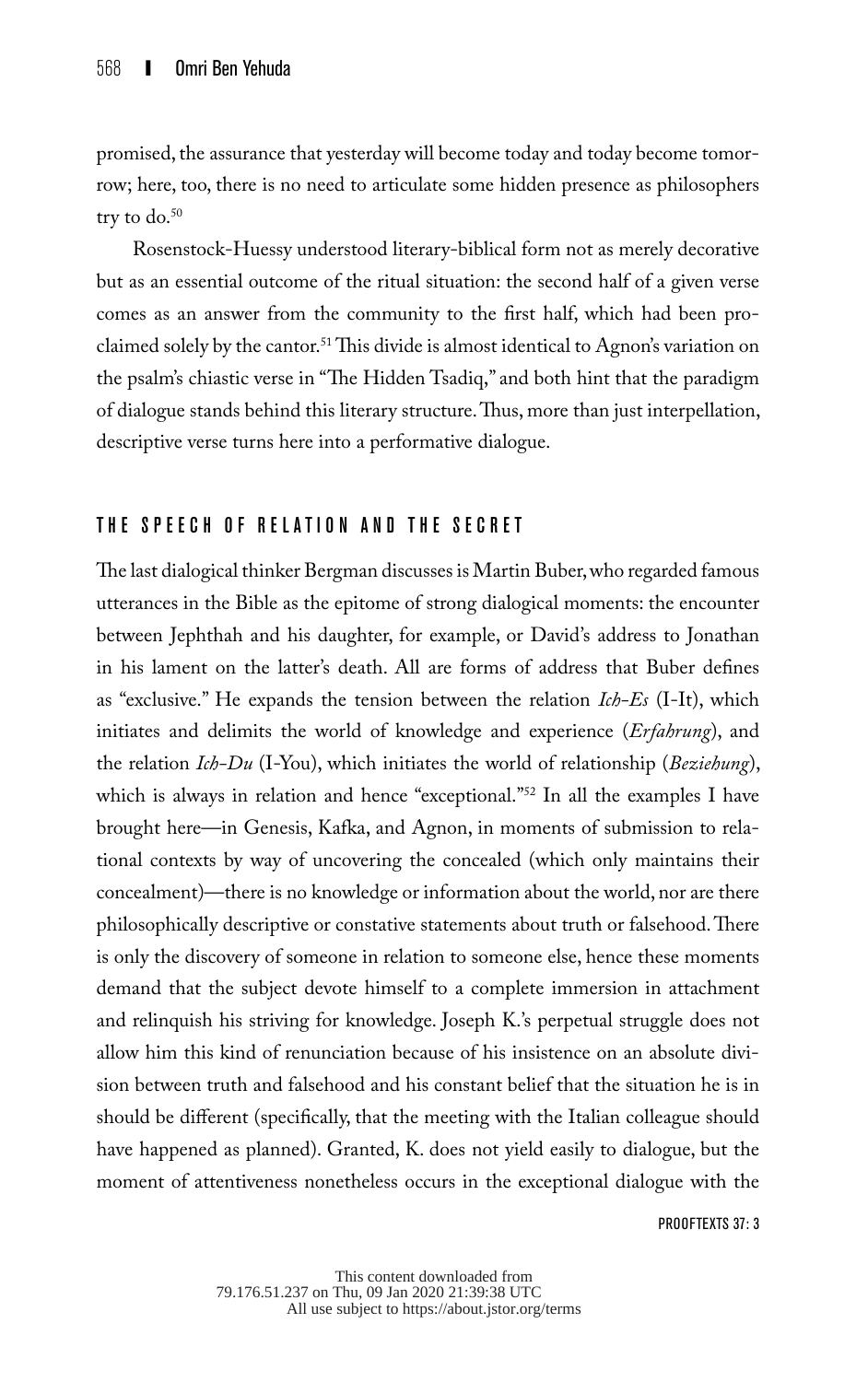promised, the assurance that yesterday will become today and today become tomorrow; here, too, there is no need to articulate some hidden presence as philosophers try to do.[50]

Rosenstock-Huessy understood literary-biblical form not as merely decorative but as an essential outcome of the ritual situation: the second half of a given verse comes as an answer from the community to the first half, which had been proclaimed solely by the cantor.[51] This divide is almost identical to Agnon's variation on the psalm's chiastic verse in "The Hidden Tsadiq," and both hint that the paradigm of dialogue stands behind this literary structure. Thus, more than just interpellation, descriptive verse turns here into a performative dialogue.

## THE SPEECH OF RELATION AND THE SECRET

The last dialogical thinker Bergman discusses is Martin Buber, who regarded famous utterances in the Bible as the epitome of strong dialogical moments: the encounter between Jephthah and his daughter, for example, or David's address to Jonathan in his lament on the latter's death. All are forms of address that Buber defines as "exclusive." He expands the tension between the relation *Ich-Es* (I-It), which initiates and delimits the world of knowledge and experience (*Erfahrung*), and the relation *Ich-Du* (I-You), which initiates the world of relationship (*Beziehung*), which is always in relation and hence "exceptional."[52] In all the examples I have brought here—in Genesis, Kafka, and Agnon, in moments of submission to relational contexts by way of uncovering the concealed (which only maintains their concealment)—there is no knowledge or information about the world, nor are there philosophically descriptive or constative statements about truth or falsehood. There is only the discovery of someone in relation to someone else, hence these moments demand that the subject devote himself to a complete immersion in attachment and relinquish his striving for knowledge. Joseph K.'s perpetual struggle does not allow him this kind of renunciation because of his insistence on an absolute division between truth and falsehood and his constant belief that the situation he is in should be different (specifically, that the meeting with the Italian colleague should have happened as planned). Granted, K. does not yield easily to dialogue, but the moment of attentiveness nonetheless occurs in the exceptional dialogue with the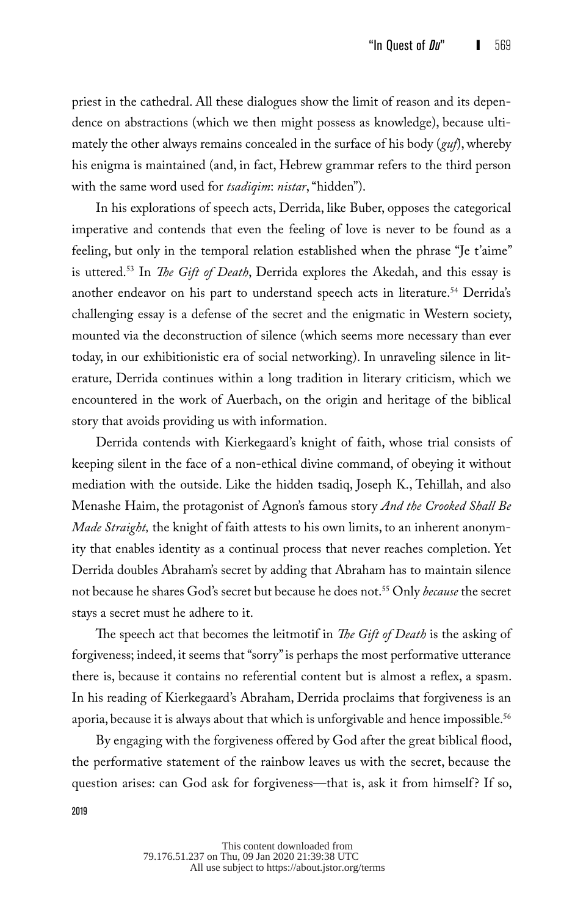priest in the cathedral. All these dialogues show the limit of reason and its dependence on abstractions (which we then might possess as knowledge), because ultimately the other always remains concealed in the surface of his body (*guf*), whereby his enigma is maintained (and, in fact, Hebrew grammar refers to the third person with the same word used for *tsadiqim*: *nistar*, "hidden").

In his explorations of speech acts, Derrida, like Buber, opposes the categorical imperative and contends that even the feeling of love is never to be found as a feeling, but only in the temporal relation established when the phrase "Je t'aime" is uttered.[53] In *The Gift of Death*, Derrida explores the Akedah, and this essay is another endeavor on his part to understand speech acts in literature.[54] Derrida's challenging essay is a defense of the secret and the enigmatic in Western society, mounted via the deconstruction of silence (which seems more necessary than ever today, in our exhibitionistic era of social networking). In unraveling silence in literature, Derrida continues within a long tradition in literary criticism, which we encountered in the work of Auerbach, on the origin and heritage of the biblical story that avoids providing us with information.

Derrida contends with Kierkegaard's knight of faith, whose trial consists of keeping silent in the face of a non-ethical divine command, of obeying it without mediation with the outside. Like the hidden tsadiq, Joseph K., Tehillah, and also Menashe Haim, the protagonist of Agnon's famous story *And the Crooked Shall Be Made Straight,* the knight of faith attests to his own limits, to an inherent anonymity that enables identity as a continual process that never reaches completion. Yet Derrida doubles Abraham's secret by adding that Abraham has to maintain silence not because he shares God's secret but because he does not.[55] Only *because* the secret stays a secret must he adhere to it.

The speech act that becomes the leitmotif in *The Gift of Death* is the asking of forgiveness; indeed, it seems that "sorry" is perhaps the most performative utterance there is, because it contains no referential content but is almost a reflex, a spasm. In his reading of Kierkegaard's Abraham, Derrida proclaims that forgiveness is an aporia, because it is always about that which is unforgivable and hence impossible.[56]

By engaging with the forgiveness offered by God after the great biblical flood, the performative statement of the rainbow leaves us with the secret, because the question arises: can God ask for forgiveness—that is, ask it from himself? If so,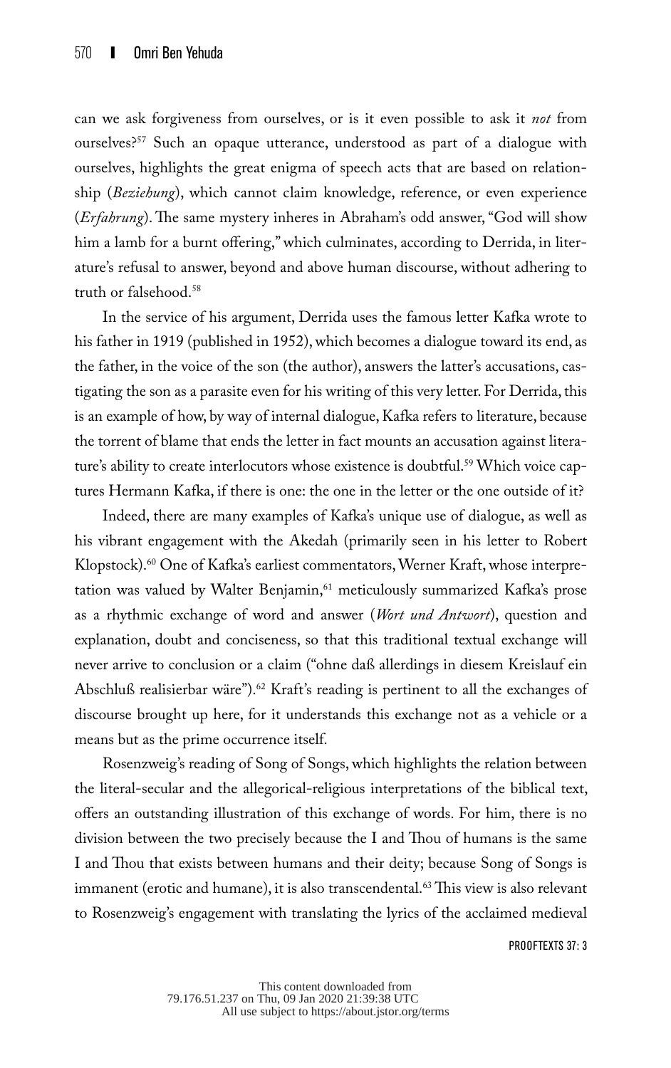can we ask forgiveness from ourselves, or is it even possible to ask it *not* from ourselves?[57] Such an opaque utterance, understood as part of a dialogue with ourselves, highlights the great enigma of speech acts that are based on relationship (*Beziehung*), which cannot claim knowledge, reference, or even experience (*Erfahrung*). The same mystery inheres in Abraham's odd answer, "God will show him a lamb for a burnt offering," which culminates, according to Derrida, in literature's refusal to answer, beyond and above human discourse, without adhering to truth or falsehood.[58]

In the service of his argument, Derrida uses the famous letter Kafka wrote to his father in 1919 (published in 1952), which becomes a dialogue toward its end, as the father, in the voice of the son (the author), answers the latter's accusations, castigating the son as a parasite even for his writing of this very letter. For Derrida, this is an example of how, by way of internal dialogue, Kafka refers to literature, because the torrent of blame that ends the letter in fact mounts an accusation against literature's ability to create interlocutors whose existence is doubtful.[59] Which voice captures Hermann Kafka, if there is one: the one in the letter or the one outside of it?

Indeed, there are many examples of Kafka's unique use of dialogue, as well as his vibrant engagement with the Akedah (primarily seen in his letter to Robert Klopstock).[60] One of Kafka's earliest commentators, Werner Kraft, whose interpretation was valued by Walter Benjamin,[61] meticulously summarized Kafka's prose as a rhythmic exchange of word and answer (*Wort und Antwort*), question and explanation, doubt and conciseness, so that this traditional textual exchange will never arrive to conclusion or a claim ("ohne daß allerdings in diesem Kreislauf ein Abschluß realisierbar wäre").[62] Kraft's reading is pertinent to all the exchanges of discourse brought up here, for it understands this exchange not as a vehicle or a means but as the prime occurrence itself.

Rosenzweig's reading of Song of Songs, which highlights the relation between the literal-secular and the allegorical-religious interpretations of the biblical text, offers an outstanding illustration of this exchange of words. For him, there is no division between the two precisely because the I and Thou of humans is the same I and Thou that exists between humans and their deity; because Song of Songs is immanent (erotic and humane), it is also transcendental.[63] This view is also relevant to Rosenzweig's engagement with translating the lyrics of the acclaimed medieval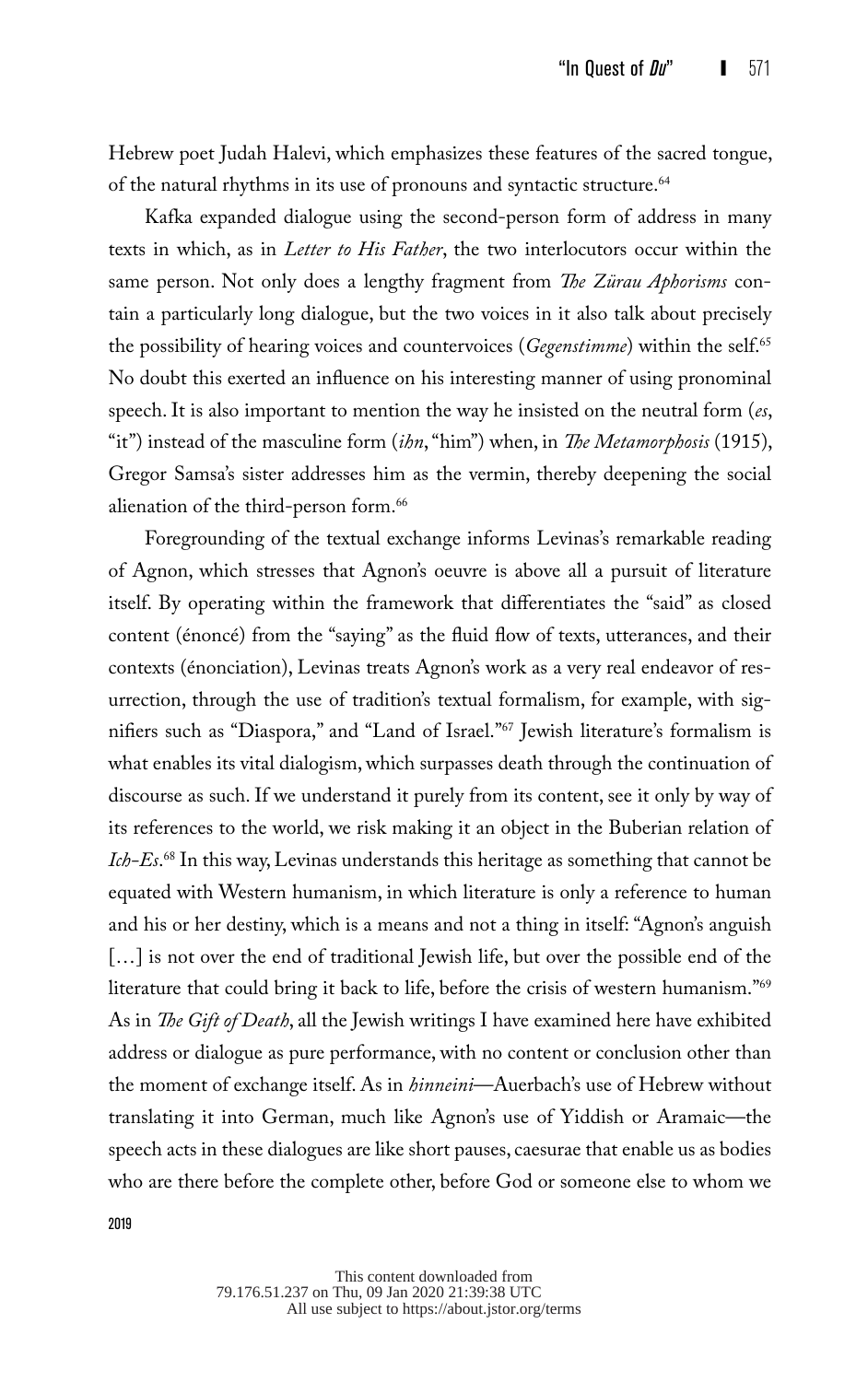Hebrew poet Judah Halevi, which emphasizes these features of the sacred tongue, of the natural rhythms in its use of pronouns and syntactic structure.[64]

Kafka expanded dialogue using the second-person form of address in many texts in which, as in *Letter to His Father*, the two interlocutors occur within the same person. Not only does a lengthy fragment from *The Zürau Aphorisms* contain a particularly long dialogue, but the two voices in it also talk about precisely the possibility of hearing voices and countervoices (*Gegenstimme*) within the self.[65] No doubt this exerted an influence on his interesting manner of using pronominal speech. It is also important to mention the way he insisted on the neutral form (*es*, "it") instead of the masculine form (*ihn*, "him") when, in *The Metamorphosis* (1915), Gregor Samsa's sister addresses him as the vermin, thereby deepening the social alienation of the third-person form.[66]

Foregrounding of the textual exchange informs Levinas's remarkable reading of Agnon, which stresses that Agnon's oeuvre is above all a pursuit of literature itself. By operating within the framework that differentiates the "said" as closed content (énoncé) from the "saying" as the fluid flow of texts, utterances, and their contexts (énonciation), Levinas treats Agnon's work as a very real endeavor of resurrection, through the use of tradition's textual formalism, for example, with signifiers such as "Diaspora," and "Land of Israel."[67] Jewish literature's formalism is what enables its vital dialogism, which surpasses death through the continuation of discourse as such. If we understand it purely from its content, see it only by way of its references to the world, we risk making it an object in the Buberian relation of *Ich-Es*.[68] In this way, Levinas understands this heritage as something that cannot be equated with Western humanism, in which literature is only a reference to human and his or her destiny, which is a means and not a thing in itself: "Agnon's anguish [...] is not over the end of traditional Jewish life, but over the possible end of the literature that could bring it back to life, before the crisis of western humanism."[69] As in *The Gift of Death*, all the Jewish writings I have examined here have exhibited address or dialogue as pure performance, with no content or conclusion other than the moment of exchange itself. As in *hinneini*—Auerbach's use of Hebrew without translating it into German, much like Agnon's use of Yiddish or Aramaic—the speech acts in these dialogues are like short pauses, caesurae that enable us as bodies who are there before the complete other, before God or someone else to whom we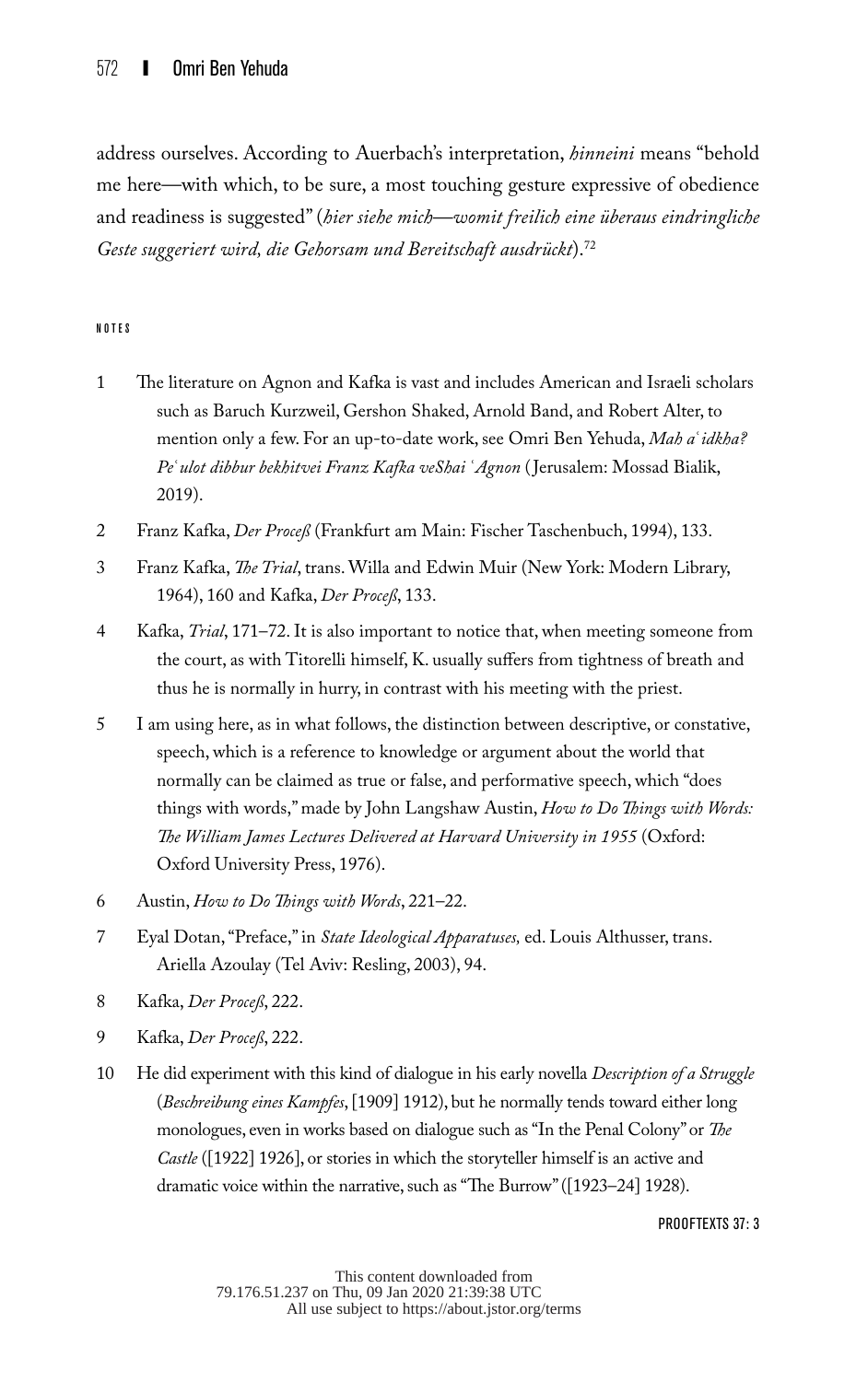address ourselves. According to Auerbach's interpretation, *hinneini* means "behold me here—with which, to be sure, a most touching gesture expressive of obedience and readiness is suggested" (*hier siehe mich—womit freilich eine überaus eindringliche Geste suggeriert wird, die Gehorsam und Bereitschaft ausdrückt*).[72]

###### NOTES

1. The literature on Agnon and Kafka is vast and includes American and Israeli scholars such as Baruch Kurzweil, Gershon Shaked, Arnold Band, and Robert Alter, to mention only a few. For an up-to-date work, see Omri Ben Yehuda, *Mah aʿidkha? Peʿulot dibbur bekhitvei Franz Kafka veShai ʿAgnon* (Jerusalem: Mossad Bialik, 2019).
2. Franz Kafka, *Der Proceß* (Frankfurt am Main: Fischer Taschenbuch, 1994), 133.
3. Franz Kafka, *The Trial*, trans. Willa and Edwin Muir (New York: Modern Library, 1964), 160 and Kafka, *Der Proceß*, 133.
4. Kafka, *Trial*, 171–72. It is also important to notice that, when meeting someone from the court, as with Titorelli himself, K. usually suffers from tightness of breath and thus he is normally in hurry, in contrast with his meeting with the priest.
5. I am using here, as in what follows, the distinction between descriptive, or constative, speech, which is a reference to knowledge or argument about the world that normally can be claimed as true or false, and performative speech, which "does things with words," made by John Langshaw Austin, *How to Do Things with Words: The William James Lectures Delivered at Harvard University in 1955* (Oxford: Oxford University Press, 1976).
6. Austin, *How to Do Things with Words*, 221–22.
7. Eyal Dotan, "Preface," in *State Ideological Apparatuses,* ed. Louis Althusser, trans. Ariella Azoulay (Tel Aviv: Resling, 2003), 94.
8. Kafka, *Der Proceß*, 222.
9. Kafka, *Der Proceß*, 222.
10. He did experiment with this kind of dialogue in his early novella *Description of a Struggle* (*Beschreibung eines Kampfes*, [1909] 1912), but he normally tends toward either long monologues, even in works based on dialogue such as "In the Penal Colony" or *The Castle* ([1922] 1926], or stories in which the storyteller himself is an active and dramatic voice within the narrative, such as "The Burrow" ([1923–24] 1928).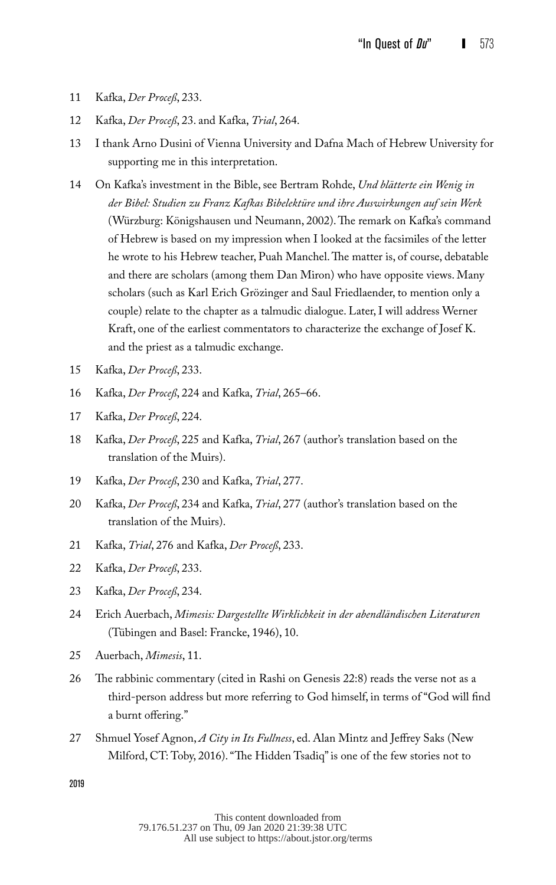11 Kafka, *Der Proceß*, 233.

12 Kafka, *Der Proceß*, 23. and Kafka, *Trial*, 264.

13 I thank Arno Dusini of Vienna University and Dafna Mach of Hebrew University for supporting me in this interpretation.

14 On Kafka's investment in the Bible, see Bertram Rohde, *Und blätterte ein Wenig in der Bibel: Studien zu Franz Kafkas Bibelektüre und ihre Auswirkungen auf sein Werk* (Würzburg: Königshausen und Neumann, 2002). The remark on Kafka's command of Hebrew is based on my impression when I looked at the facsimiles of the letter he wrote to his Hebrew teacher, Puah Manchel. The matter is, of course, debatable and there are scholars (among them Dan Miron) who have opposite views. Many scholars (such as Karl Erich Grözinger and Saul Friedlaender, to mention only a couple) relate to the chapter as a talmudic dialogue. Later, I will address Werner Kraft, one of the earliest commentators to characterize the exchange of Josef K. and the priest as a talmudic exchange.

15 Kafka, *Der Proceß*, 233.

16 Kafka, *Der Proceß*, 224 and Kafka, *Trial*, 265–66.

17 Kafka, *Der Proceß*, 224.

18 Kafka, *Der Proceß*, 225 and Kafka, *Trial*, 267 (author's translation based on the translation of the Muirs).

19 Kafka, *Der Proceß*, 230 and Kafka, *Trial*, 277.

20 Kafka, *Der Proceß*, 234 and Kafka, *Trial*, 277 (author's translation based on the translation of the Muirs).

21 Kafka, *Trial*, 276 and Kafka, *Der Proceß*, 233.

22 Kafka, *Der Proceß*, 233.

23 Kafka, *Der Proceß*, 234.

24 Erich Auerbach, *Mimesis: Dargestellte Wirklichkeit in der abendländischen Literaturen* (Tübingen and Basel: Francke, 1946), 10.

25 Auerbach, *Mimesis*, 11.

26 The rabbinic commentary (cited in Rashi on Genesis 22:8) reads the verse not as a third-person address but more referring to God himself, in terms of "God will find a burnt offering."

27 Shmuel Yosef Agnon, *A City in Its Fullness*, ed. Alan Mintz and Jeffrey Saks (New Milford, CT: Toby, 2016). "The Hidden Tsadiq" is one of the few stories not to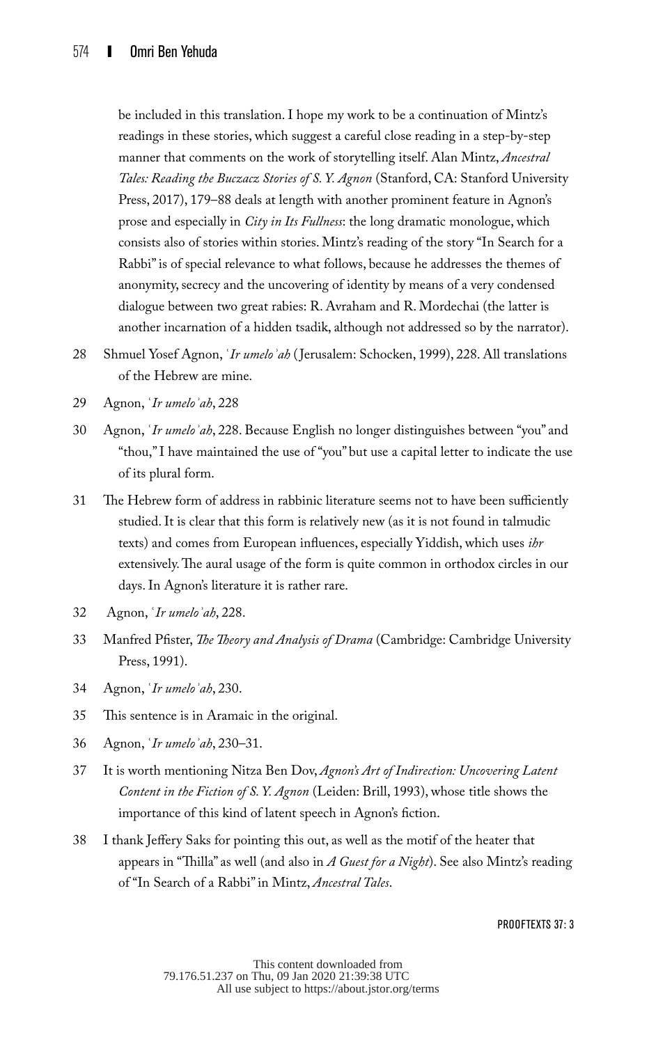be included in this translation. I hope my work to be a continuation of Mintz's readings in these stories, which suggest a careful close reading in a step-by-step manner that comments on the work of storytelling itself. Alan Mintz, *Ancestral Tales: Reading the Buczacz Stories of S. Y. Agnon* (Stanford, CA: Stanford University Press, 2017), 179–88 deals at length with another prominent feature in Agnon's prose and especially in *City in Its Fullness*: the long dramatic monologue, which consists also of stories within stories. Mintz's reading of the story "In Search for a Rabbi" is of special relevance to what follows, because he addresses the themes of anonymity, secrecy and the uncovering of identity by means of a very condensed dialogue between two great rabies: R. Avraham and R. Mordechai (the latter is another incarnation of a hidden tsadik, although not addressed so by the narrator).

28 Shmuel Yosef Agnon, *ʿIr umeloʾah* (Jerusalem: Schocken, 1999), 228. All translations of the Hebrew are mine.

29 Agnon, *ʿIr umeloʾah*, 228

30 Agnon, *ʿIr umeloʾah*, 228. Because English no longer distinguishes between "you" and "thou," I have maintained the use of "you" but use a capital letter to indicate the use of its plural form.

31 The Hebrew form of address in rabbinic literature seems not to have been sufficiently studied. It is clear that this form is relatively new (as it is not found in talmudic texts) and comes from European influences, especially Yiddish, which uses *ihr* extensively. The aural usage of the form is quite common in orthodox circles in our days. In Agnon's literature it is rather rare.

32 Agnon, *ʿIr umeloʾah*, 228.

33 Manfred Pfister, *The Theory and Analysis of Drama* (Cambridge: Cambridge University Press, 1991).

34 Agnon, *ʿIr umeloʾah*, 230.

35 This sentence is in Aramaic in the original.

36 Agnon, *ʿIr umeloʾah*, 230–31.

37 It is worth mentioning Nitza Ben Dov, *Agnon's Art of Indirection: Uncovering Latent Content in the Fiction of S. Y. Agnon* (Leiden: Brill, 1993), whose title shows the importance of this kind of latent speech in Agnon's fiction.

38 I thank Jeffery Saks for pointing this out, as well as the motif of the heater that appears in "Thilla" as well (and also in *A Guest for a Night*). See also Mintz's reading of "In Search of a Rabbi" in Mintz, *Ancestral Tales*.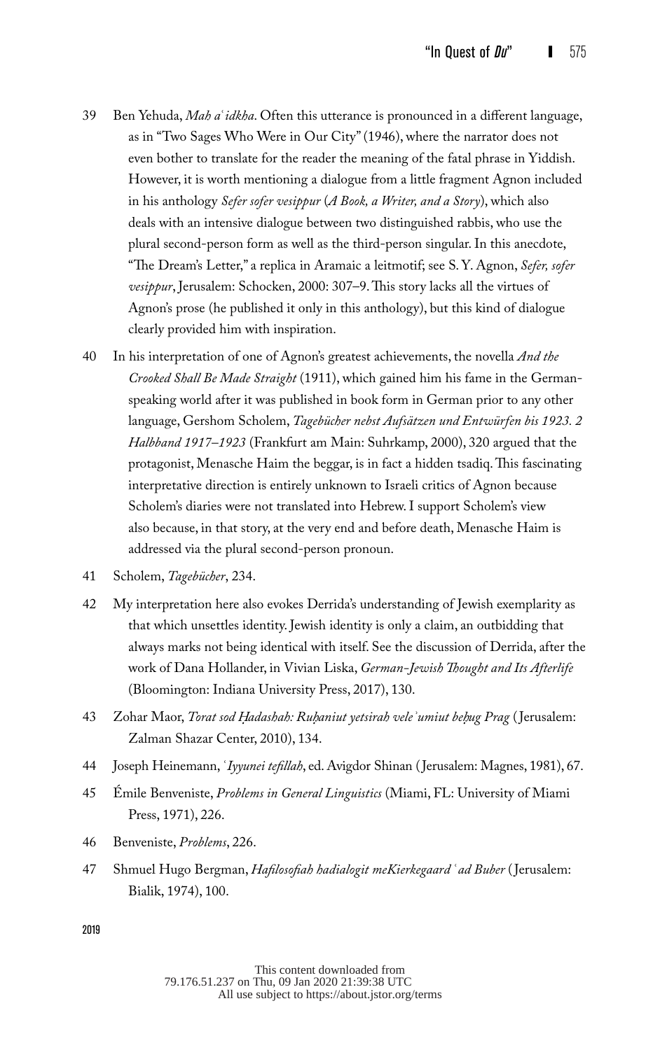39 Ben Yehuda, *Mah aʿidkha*. Often this utterance is pronounced in a different language, as in "Two Sages Who Were in Our City" (1946), where the narrator does not even bother to translate for the reader the meaning of the fatal phrase in Yiddish. However, it is worth mentioning a dialogue from a little fragment Agnon included in his anthology *Sefer sofer vesippur* (*A Book, a Writer, and a Story*), which also deals with an intensive dialogue between two distinguished rabbis, who use the plural second-person form as well as the third-person singular. In this anecdote, "The Dream's Letter," a replica in Aramaic a leitmotif; see S. Y. Agnon, *Sefer, sofer vesippur*, Jerusalem: Schocken, 2000: 307–9. This story lacks all the virtues of Agnon's prose (he published it only in this anthology), but this kind of dialogue clearly provided him with inspiration.

40 In his interpretation of one of Agnon's greatest achievements, the novella *And the Crooked Shall Be Made Straight* (1911), which gained him his fame in the German-speaking world after it was published in book form in German prior to any other language, Gershom Scholem, *Tagebücher nebst Aufsätzen und Entwürfen bis 1923. 2 Halbband 1917–1923* (Frankfurt am Main: Suhrkamp, 2000), 320 argued that the protagonist, Menasche Haim the beggar, is in fact a hidden tsadiq. This fascinating interpretative direction is entirely unknown to Israeli critics of Agnon because Scholem's diaries were not translated into Hebrew. I support Scholem's view also because, in that story, at the very end and before death, Menasche Haim is addressed via the plural second-person pronoun.

41 Scholem, *Tagebücher*, 234.

42 My interpretation here also evokes Derrida's understanding of Jewish exemplarity as that which unsettles identity. Jewish identity is only a claim, an outbidding that always marks not being identical with itself. See the discussion of Derrida, after the work of Dana Hollander, in Vivian Liska, *German-Jewish Thought and Its Afterlife* (Bloomington: Indiana University Press, 2017), 130.

43 Zohar Maor, *Torat sod Ḥadashah: Ruḥaniut yetsirah veleʾumiut beḥug Prag* (Jerusalem: Zalman Shazar Center, 2010), 134.

44 Joseph Heinemann, *ʿIyyunei tefillah*, ed. Avigdor Shinan (Jerusalem: Magnes, 1981), 67.

45 Émile Benveniste, *Problems in General Linguistics* (Miami, FL: University of Miami Press, 1971), 226.

46 Benveniste, *Problems*, 226.

47 Shmuel Hugo Bergman, *Hafilosofiah hadialogit meKierkegaard ʿad Buber* (Jerusalem: Bialik, 1974), 100.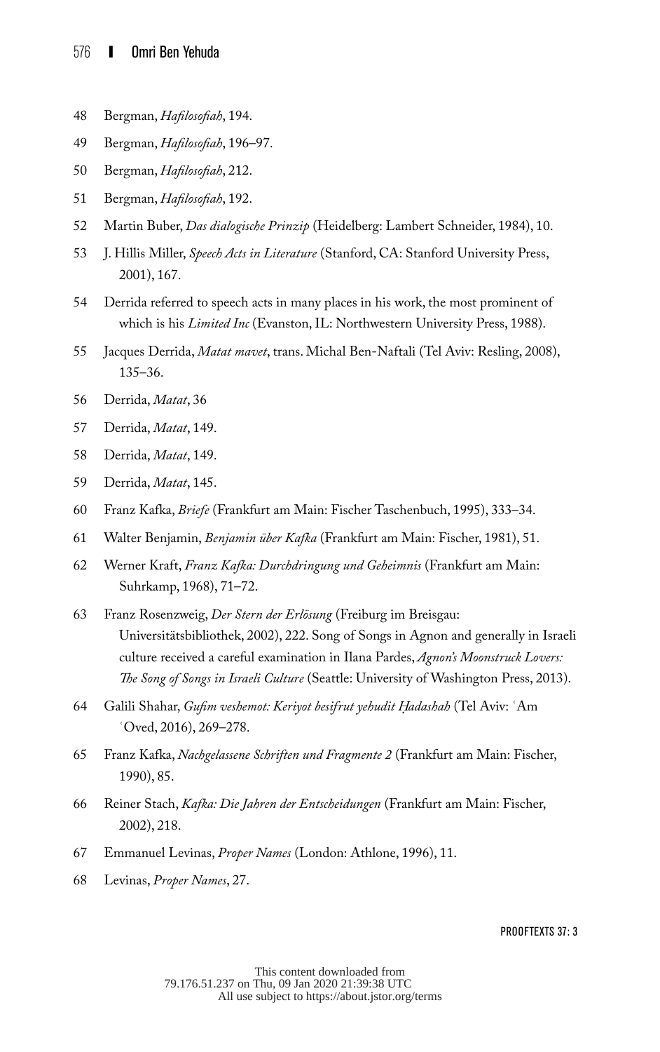48 Bergman, *Hafilosofiah*, 194.

49 Bergman, *Hafilosofiah*, 196–97.

50 Bergman, *Hafilosofiah*, 212.

51 Bergman, *Hafilosofiah*, 192.

52 Martin Buber, *Das dialogische Prinzip* (Heidelberg: Lambert Schneider, 1984), 10.

53 J. Hillis Miller, *Speech Acts in Literature* (Stanford, CA: Stanford University Press, 2001), 167.

54 Derrida referred to speech acts in many places in his work, the most prominent of which is his *Limited Inc* (Evanston, IL: Northwestern University Press, 1988).

55 Jacques Derrida, *Matat mavet*, trans. Michal Ben-Naftali (Tel Aviv: Resling, 2008), 135–36.

56 Derrida, *Matat*, 36

57 Derrida, *Matat*, 149.

58 Derrida, *Matat*, 149.

59 Derrida, *Matat*, 145.

60 Franz Kafka, *Briefe* (Frankfurt am Main: Fischer Taschenbuch, 1995), 333–34.

61 Walter Benjamin, *Benjamin über Kafka* (Frankfurt am Main: Fischer, 1981), 51.

62 Werner Kraft, *Franz Kafka: Durchdringung und Geheimnis* (Frankfurt am Main: Suhrkamp, 1968), 71–72.

63 Franz Rosenzweig, *Der Stern der Erlösung* (Freiburg im Breisgau: Universitätsbibliothek, 2002), 222. Song of Songs in Agnon and generally in Israeli culture received a careful examination in Ilana Pardes, *Agnon's Moonstruck Lovers: The Song of Songs in Israeli Culture* (Seattle: University of Washington Press, 2013).

64 Galili Shahar, *Gufim veshemot: Keriyot besifrut yehudit Ḥadashah* (Tel Aviv: ʿAm ʿOved, 2016), 269–278.

65 Franz Kafka, *Nachgelassene Schriften und Fragmente 2* (Frankfurt am Main: Fischer, 1990), 85.

66 Reiner Stach, *Kafka: Die Jahren der Entscheidungen* (Frankfurt am Main: Fischer, 2002), 218.

67 Emmanuel Levinas, *Proper Names* (London: Athlone, 1996), 11.

68 Levinas, *Proper Names*, 27.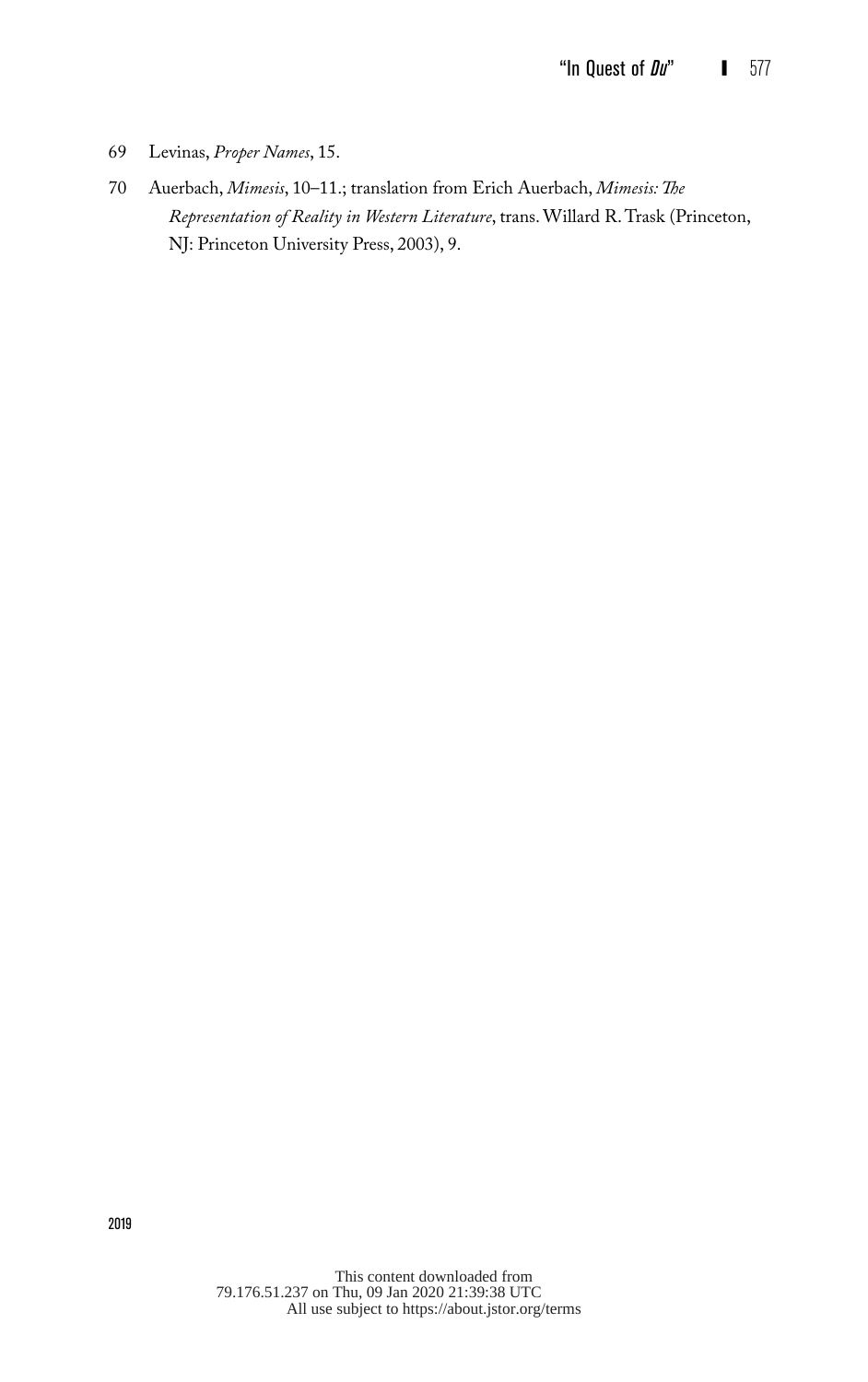69 Levinas, *Proper Names*, 15.

70 Auerbach, *Mimesis*, 10–11.; translation from Erich Auerbach, *Mimesis: The Representation of Reality in Western Literature*, trans. Willard R. Trask (Princeton, NJ: Princeton University Press, 2003), 9.